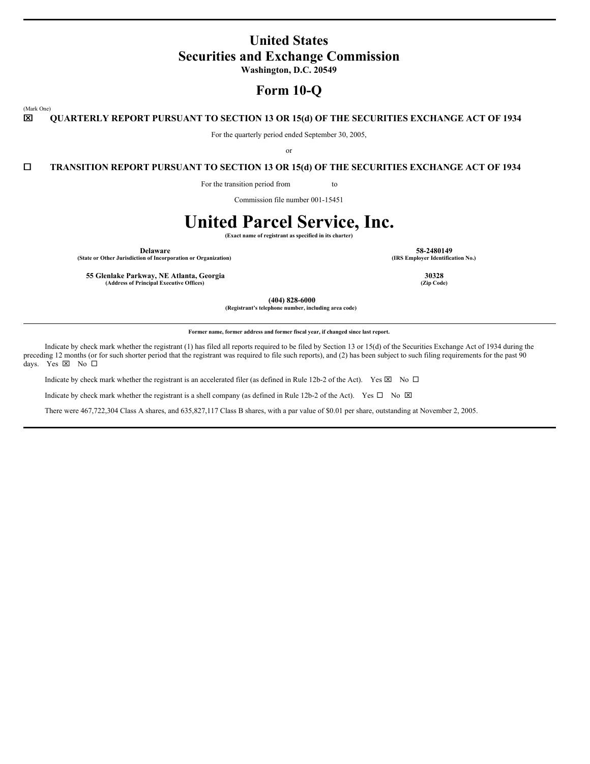# United States
# Securities and Exchange Commission

**Washington, D.C. 20549**

## Form 10-Q

(Mark One)

☒ **QUARTERLY REPORT PURSUANT TO SECTION 13 OR 15(d) OF THE SECURITIES EXCHANGE ACT OF 1934**

For the quarterly period ended September 30, 2005,

or

☐ **TRANSITION REPORT PURSUANT TO SECTION 13 OR 15(d) OF THE SECURITIES EXCHANGE ACT OF 1934**

For the transition period from to

Commission file number 001-15451

# United Parcel Service, Inc.

**(Exact name of registrant as specified in its charter)**

| | |
|---|---|
| **Delaware** | **58-2480149** |
| **(State or Other Jurisdiction of Incorporation or Organization)** | **(IRS Employer Identification No.)** |
| **55 Glenlake Parkway, NE Atlanta, Georgia** | **30328** |
| **(Address of Principal Executive Offices)** | **(Zip Code)** |

**(404) 828-6000**

**(Registrant's telephone number, including area code)**

**Former name, former address and former fiscal year, if changed since last report.**

Indicate by check mark whether the registrant (1) has filed all reports required to be filed by Section 13 or 15(d) of the Securities Exchange Act of 1934 during the preceding 12 months (or for such shorter period that the registrant was required to file such reports), and (2) has been subject to such filing requirements for the past 90 days. Yes ☒ No ☐

Indicate by check mark whether the registrant is an accelerated filer (as defined in Rule 12b-2 of the Act). Yes ☒ No ☐

Indicate by check mark whether the registrant is a shell company (as defined in Rule 12b-2 of the Act). Yes ☐ No ☒

There were 467,722,304 Class A shares, and 635,827,117 Class B shares, with a par value of $0.01 per share, outstanding at November 2, 2005.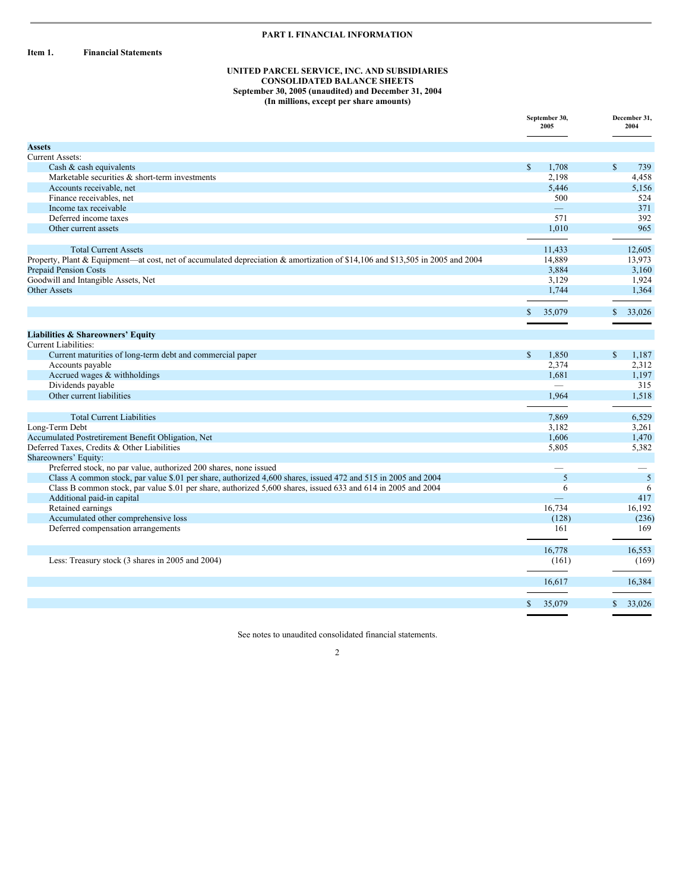**PART I. FINANCIAL INFORMATION**

**Item 1. Financial Statements**

**UNITED PARCEL SERVICE, INC. AND SUBSIDIARIES**
**CONSOLIDATED BALANCE SHEETS**
**September 30, 2005 (unaudited) and December 31, 2004**
**(In millions, except per share amounts)**

| | September 30, 2005 | December 31, 2004 |
|---|---|---|
| **Assets** | | |
| Current Assets: | | |
| Cash & cash equivalents | $ 1,708 | $ 739 |
| Marketable securities & short-term investments | 2,198 | 4,458 |
| Accounts receivable, net | 5,446 | 5,156 |
| Finance receivables, net | 500 | 524 |
| Income tax receivable | — | 371 |
| Deferred income taxes | 571 | 392 |
| Other current assets | 1,010 | 965 |
| Total Current Assets | 11,433 | 12,605 |
| Property, Plant & Equipment—at cost, net of accumulated depreciation & amortization of $14,106 and $13,505 in 2005 and 2004 | 14,889 | 13,973 |
| Prepaid Pension Costs | 3,884 | 3,160 |
| Goodwill and Intangible Assets, Net | 3,129 | 1,924 |
| Other Assets | 1,744 | 1,364 |
| | $ 35,079 | $ 33,026 |
| **Liabilities & Shareowners' Equity** | | |
| Current Liabilities: | | |
| Current maturities of long-term debt and commercial paper | $ 1,850 | $ 1,187 |
| Accounts payable | 2,374 | 2,312 |
| Accrued wages & withholdings | 1,681 | 1,197 |
| Dividends payable | — | 315 |
| Other current liabilities | 1,964 | 1,518 |
| Total Current Liabilities | 7,869 | 6,529 |
| Long-Term Debt | 3,182 | 3,261 |
| Accumulated Postretirement Benefit Obligation, Net | 1,606 | 1,470 |
| Deferred Taxes, Credits & Other Liabilities | 5,805 | 5,382 |
| Shareowners' Equity: | | |
| Preferred stock, no par value, authorized 200 shares, none issued | — | — |
| Class A common stock, par value $.01 per share, authorized 4,600 shares, issued 472 and 515 in 2005 and 2004 | 5 | 5 |
| Class B common stock, par value $.01 per share, authorized 5,600 shares, issued 633 and 614 in 2005 and 2004 | 6 | 6 |
| Additional paid-in capital | — | 417 |
| Retained earnings | 16,734 | 16,192 |
| Accumulated other comprehensive loss | (128) | (236) |
| Deferred compensation arrangements | 161 | 169 |
| | 16,778 | 16,553 |
| Less: Treasury stock (3 shares in 2005 and 2004) | (161) | (169) |
| | 16,617 | 16,384 |
| | $ 35,079 | $ 33,026 |

See notes to unaudited consolidated financial statements.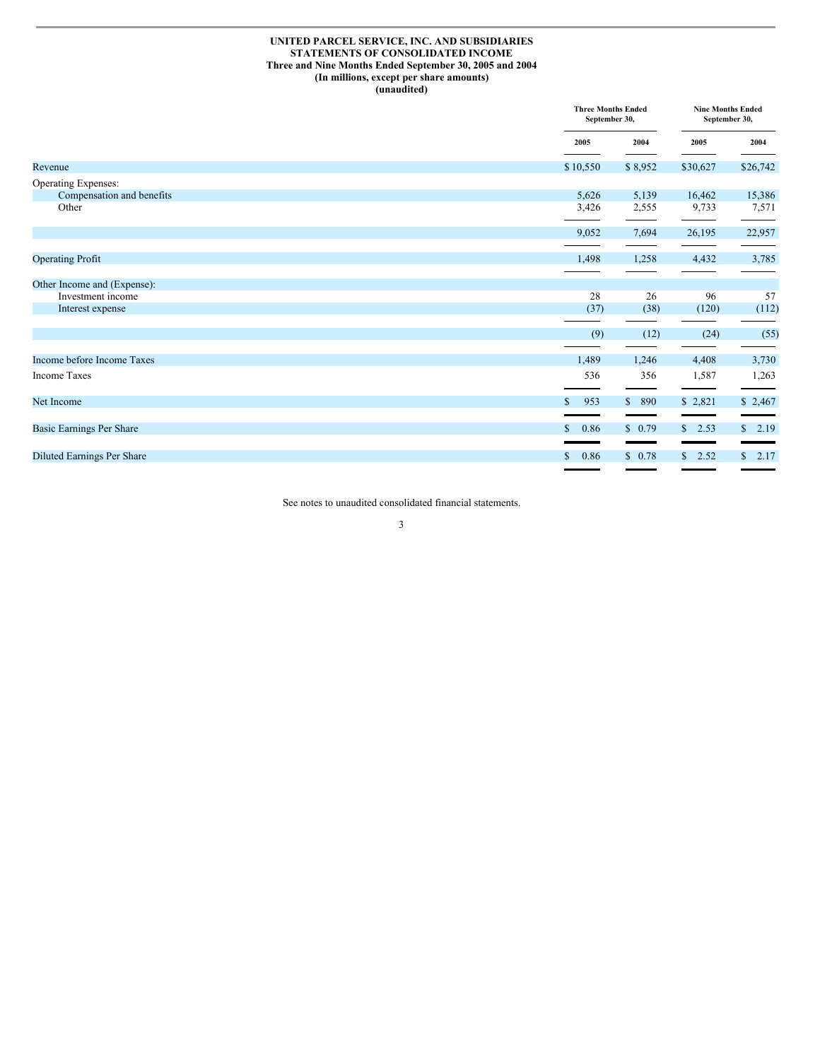**UNITED PARCEL SERVICE, INC. AND SUBSIDIARIES**
**STATEMENTS OF CONSOLIDATED INCOME**
**Three and Nine Months Ended September 30, 2005 and 2004**
**(In millions, except per share amounts)**
**(unaudited)**

| | Three Months Ended September 30, | | Nine Months Ended September 30, | |
|---|---|---|---|---|
| | 2005 | 2004 | 2005 | 2004 |
| Revenue | $ 10,550 | $ 8,952 | $30,627 | $26,742 |
| Operating Expenses: | | | | |
| Compensation and benefits | 5,626 | 5,139 | 16,462 | 15,386 |
| Other | 3,426 | 2,555 | 9,733 | 7,571 |
| | 9,052 | 7,694 | 26,195 | 22,957 |
| Operating Profit | 1,498 | 1,258 | 4,432 | 3,785 |
| Other Income and (Expense): | | | | |
| Investment income | 28 | 26 | 96 | 57 |
| Interest expense | (37) | (38) | (120) | (112) |
| | (9) | (12) | (24) | (55) |
| Income before Income Taxes | 1,489 | 1,246 | 4,408 | 3,730 |
| Income Taxes | 536 | 356 | 1,587 | 1,263 |
| Net Income | $ 953 | $ 890 | $ 2,821 | $ 2,467 |
| Basic Earnings Per Share | $ 0.86 | $ 0.79 | $ 2.53 | $ 2.19 |
| Diluted Earnings Per Share | $ 0.86 | $ 0.78 | $ 2.52 | $ 2.17 |

See notes to unaudited consolidated financial statements.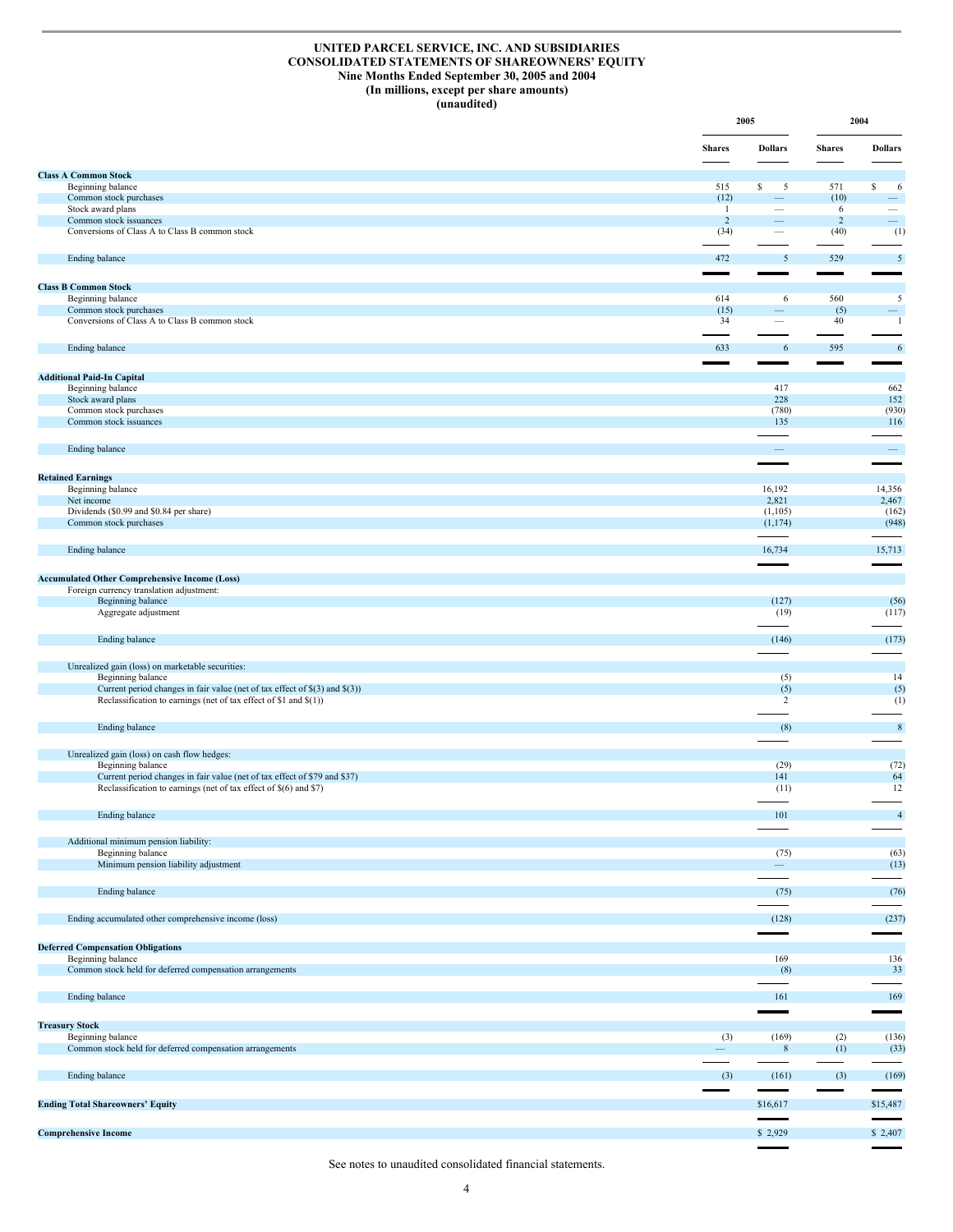**UNITED PARCEL SERVICE, INC. AND SUBSIDIARIES**
**CONSOLIDATED STATEMENTS OF SHAREOWNERS' EQUITY**
**Nine Months Ended September 30, 2005 and 2004**
**(In millions, except per share amounts)**
**(unaudited)**

| | 2005 | | 2004 | |
|---|---|---|---|---|
| | **Shares** | **Dollars** | **Shares** | **Dollars** |
| **Class A Common Stock** | | | | |
| Beginning balance | 515 | $ 5 | 571 | $ 6 |
| Common stock purchases | (12) | — | (10) | — |
| Stock award plans | 1 | — | 6 | — |
| Common stock issuances | 2 | — | 2 | — |
| Conversions of Class A to Class B common stock | (34) | — | (40) | (1) |
| Ending balance | 472 | 5 | 529 | 5 |
| **Class B Common Stock** | | | | |
| Beginning balance | 614 | 6 | 560 | 5 |
| Common stock purchases | (15) | — | (5) | — |
| Conversions of Class A to Class B common stock | 34 | — | 40 | 1 |
| Ending balance | 633 | 6 | 595 | 6 |
| **Additional Paid-In Capital** | | | | |
| Beginning balance | | 417 | | 662 |
| Stock award plans | | 228 | | 152 |
| Common stock purchases | | (780) | | (930) |
| Common stock issuances | | 135 | | 116 |
| Ending balance | | — | | — |
| **Retained Earnings** | | | | |
| Beginning balance | | 16,192 | | 14,356 |
| Net income | | 2,821 | | 2,467 |
| Dividends ($0.99 and $0.84 per share) | | (1,105) | | (162) |
| Common stock purchases | | (1,174) | | (948) |
| Ending balance | | 16,734 | | 15,713 |
| **Accumulated Other Comprehensive Income (Loss)** | | | | |
| Foreign currency translation adjustment: | | | | |
| Beginning balance | | (127) | | (56) |
| Aggregate adjustment | | (19) | | (117) |
| Ending balance | | (146) | | (173) |
| Unrealized gain (loss) on marketable securities: | | | | |
| Beginning balance | | (5) | | 14 |
| Current period changes in fair value (net of tax effect of $(3) and $(3)) | | (5) | | (5) |
| Reclassification to earnings (net of tax effect of $1 and $(1)) | | 2 | | (1) |
| Ending balance | | (8) | | 8 |
| Unrealized gain (loss) on cash flow hedges: | | | | |
| Beginning balance | | (29) | | (72) |
| Current period changes in fair value (net of tax effect of $79 and $37) | | 141 | | 64 |
| Reclassification to earnings (net of tax effect of $(6) and $7) | | (11) | | 12 |
| Ending balance | | 101 | | 4 |
| Additional minimum pension liability: | | | | |
| Beginning balance | | (75) | | (63) |
| Minimum pension liability adjustment | | — | | (13) |
| Ending balance | | (75) | | (76) |
| Ending accumulated other comprehensive income (loss) | | (128) | | (237) |
| **Deferred Compensation Obligations** | | | | |
| Beginning balance | | 169 | | 136 |
| Common stock held for deferred compensation arrangements | | (8) | | 33 |
| Ending balance | | 161 | | 169 |
| **Treasury Stock** | | | | |
| Beginning balance | (3) | (169) | (2) | (136) |
| Common stock held for deferred compensation arrangements | — | 8 | (1) | (33) |
| Ending balance | (3) | (161) | (3) | (169) |
| **Ending Total Shareowners' Equity** | | $16,617 | | $15,487 |
| **Comprehensive Income** | | $ 2,929 | | $ 2,407 |

See notes to unaudited consolidated financial statements.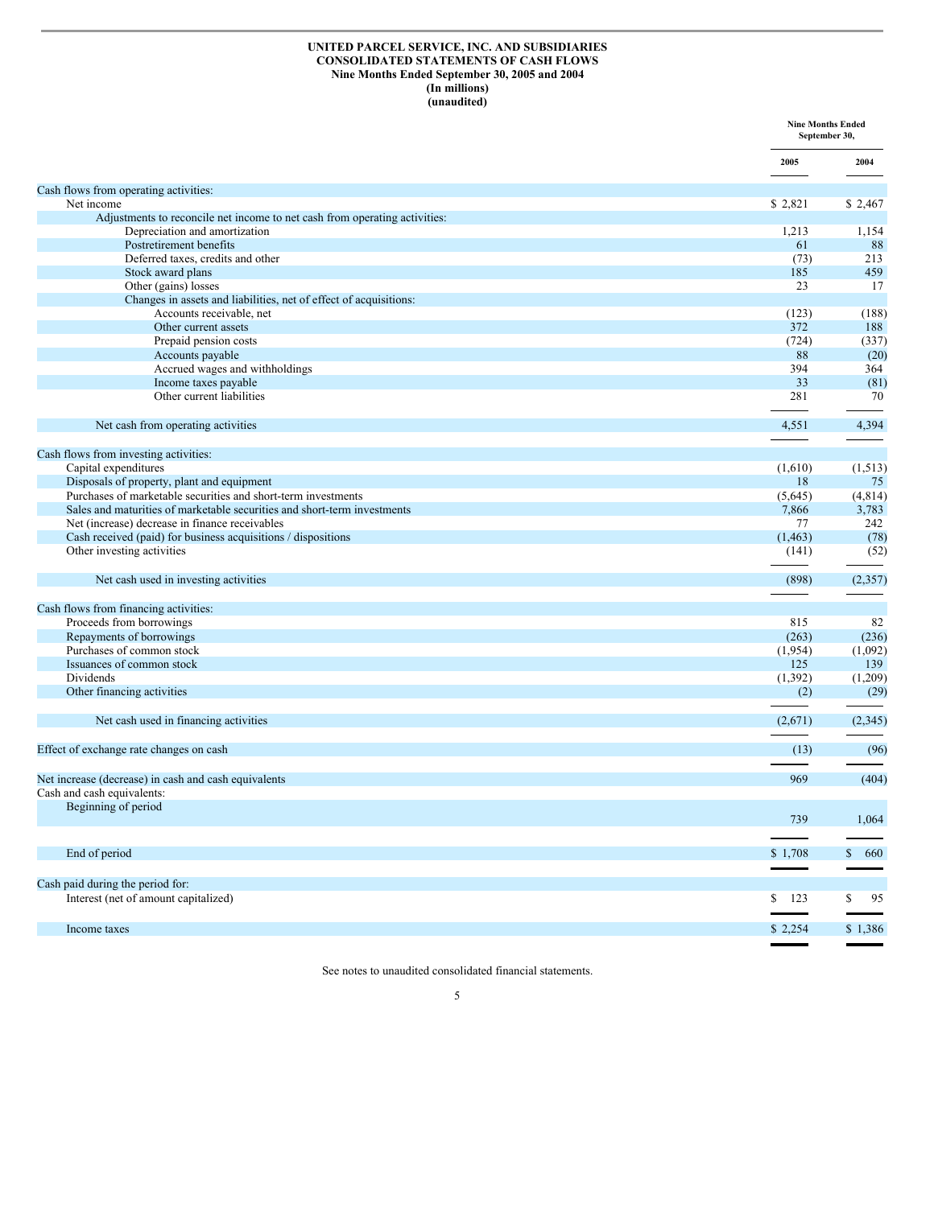**UNITED PARCEL SERVICE, INC. AND SUBSIDIARIES**
**CONSOLIDATED STATEMENTS OF CASH FLOWS**
**Nine Months Ended September 30, 2005 and 2004**
**(In millions)**
**(unaudited)**

| | Nine Months Ended September 30, | |
|---|---|---|
| | **2005** | **2004** |
| Cash flows from operating activities: | | |
| Net income | $ 2,821 | $ 2,467 |
| Adjustments to reconcile net income to net cash from operating activities: | | |
| Depreciation and amortization | 1,213 | 1,154 |
| Postretirement benefits | 61 | 88 |
| Deferred taxes, credits and other | (73) | 213 |
| Stock award plans | 185 | 459 |
| Other (gains) losses | 23 | 17 |
| Changes in assets and liabilities, net of effect of acquisitions: | | |
| Accounts receivable, net | (123) | (188) |
| Other current assets | 372 | 188 |
| Prepaid pension costs | (724) | (337) |
| Accounts payable | 88 | (20) |
| Accrued wages and withholdings | 394 | 364 |
| Income taxes payable | 33 | (81) |
| Other current liabilities | 281 | 70 |
| Net cash from operating activities | 4,551 | 4,394 |
| Cash flows from investing activities: | | |
| Capital expenditures | (1,610) | (1,513) |
| Disposals of property, plant and equipment | 18 | 75 |
| Purchases of marketable securities and short-term investments | (5,645) | (4,814) |
| Sales and maturities of marketable securities and short-term investments | 7,866 | 3,783 |
| Net (increase) decrease in finance receivables | 77 | 242 |
| Cash received (paid) for business acquisitions / dispositions | (1,463) | (78) |
| Other investing activities | (141) | (52) |
| Net cash used in investing activities | (898) | (2,357) |
| Cash flows from financing activities: | | |
| Proceeds from borrowings | 815 | 82 |
| Repayments of borrowings | (263) | (236) |
| Purchases of common stock | (1,954) | (1,092) |
| Issuances of common stock | 125 | 139 |
| Dividends | (1,392) | (1,209) |
| Other financing activities | (2) | (29) |
| Net cash used in financing activities | (2,671) | (2,345) |
| Effect of exchange rate changes on cash | (13) | (96) |
| Net increase (decrease) in cash and cash equivalents | 969 | (404) |
| Cash and cash equivalents: | | |
| Beginning of period | 739 | 1,064 |
| End of period | $ 1,708 | $ 660 |
| Cash paid during the period for: | | |
| Interest (net of amount capitalized) | $ 123 | $ 95 |
| Income taxes | $ 2,254 | $ 1,386 |

See notes to unaudited consolidated financial statements.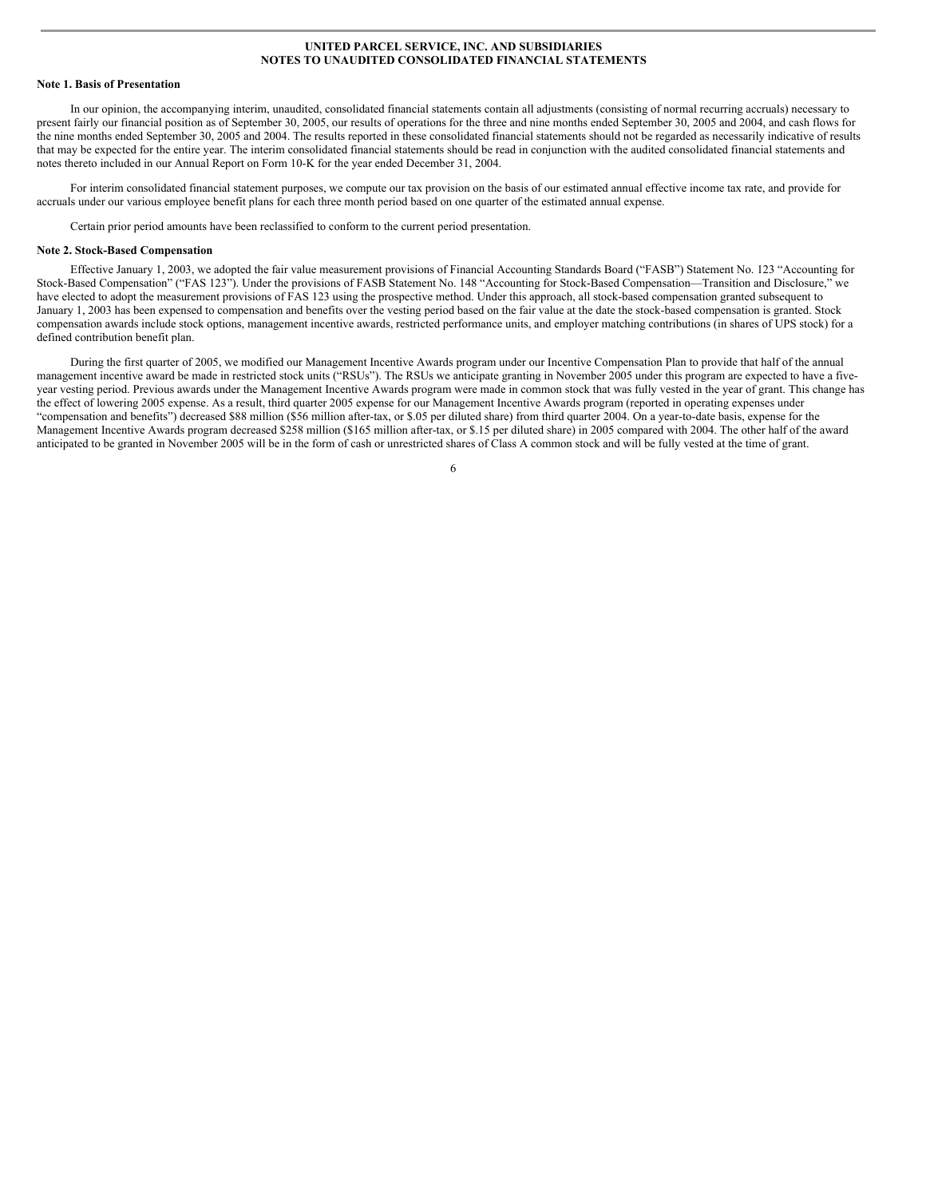**UNITED PARCEL SERVICE, INC. AND SUBSIDIARIES**
**NOTES TO UNAUDITED CONSOLIDATED FINANCIAL STATEMENTS**

**Note 1. Basis of Presentation**

In our opinion, the accompanying interim, unaudited, consolidated financial statements contain all adjustments (consisting of normal recurring accruals) necessary to present fairly our financial position as of September 30, 2005, our results of operations for the three and nine months ended September 30, 2005 and 2004, and cash flows for the nine months ended September 30, 2005 and 2004. The results reported in these consolidated financial statements should not be regarded as necessarily indicative of results that may be expected for the entire year. The interim consolidated financial statements should be read in conjunction with the audited consolidated financial statements and notes thereto included in our Annual Report on Form 10-K for the year ended December 31, 2004.

For interim consolidated financial statement purposes, we compute our tax provision on the basis of our estimated annual effective income tax rate, and provide for accruals under our various employee benefit plans for each three month period based on one quarter of the estimated annual expense.

Certain prior period amounts have been reclassified to conform to the current period presentation.

**Note 2. Stock-Based Compensation**

Effective January 1, 2003, we adopted the fair value measurement provisions of Financial Accounting Standards Board ("FASB") Statement No. 123 "Accounting for Stock-Based Compensation" ("FAS 123"). Under the provisions of FASB Statement No. 148 "Accounting for Stock-Based Compensation—Transition and Disclosure," we have elected to adopt the measurement provisions of FAS 123 using the prospective method. Under this approach, all stock-based compensation granted subsequent to January 1, 2003 has been expensed to compensation and benefits over the vesting period based on the fair value at the date the stock-based compensation is granted. Stock compensation awards include stock options, management incentive awards, restricted performance units, and employer matching contributions (in shares of UPS stock) for a defined contribution benefit plan.

During the first quarter of 2005, we modified our Management Incentive Awards program under our Incentive Compensation Plan to provide that half of the annual management incentive award be made in restricted stock units ("RSUs"). The RSUs we anticipate granting in November 2005 under this program are expected to have a five-year vesting period. Previous awards under the Management Incentive Awards program were made in common stock that was fully vested in the year of grant. This change has the effect of lowering 2005 expense. As a result, third quarter 2005 expense for our Management Incentive Awards program (reported in operating expenses under "compensation and benefits") decreased $88 million ($56 million after-tax, or $.05 per diluted share) from third quarter 2004. On a year-to-date basis, expense for the Management Incentive Awards program decreased $258 million ($165 million after-tax, or $.15 per diluted share) in 2005 compared with 2004. The other half of the award anticipated to be granted in November 2005 will be in the form of cash or unrestricted shares of Class A common stock and will be fully vested at the time of grant.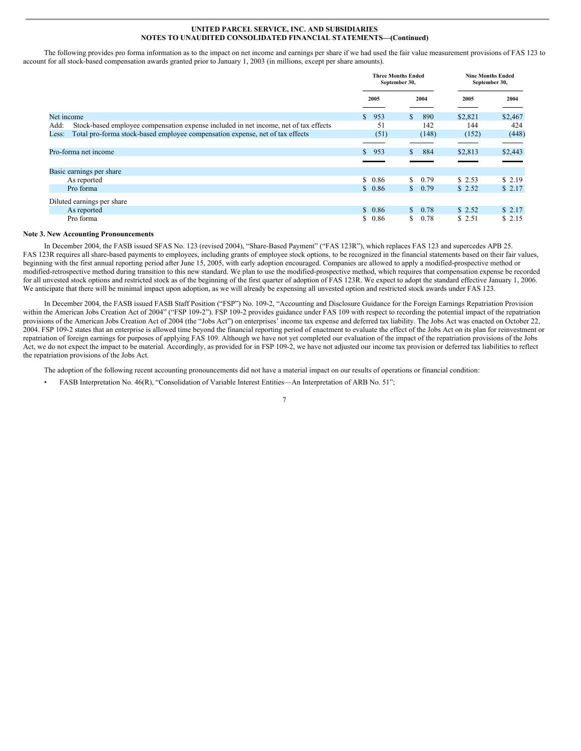The following provides pro forma information as to the impact on net income and earnings per share if we had used the fair value measurement provisions of FAS 123 to account for all stock-based compensation awards granted prior to January 1, 2003 (in millions, except per share amounts).

| | Three Months Ended September 30, | | Nine Months Ended September 30, | |
|---|---|---|---|---|
| | 2005 | 2004 | 2005 | 2004 |
| Net income | $ 953 | $ 890 | $2,821 | $2,467 |
| Add: Stock-based employee compensation expense included in net income, net of tax effects | 51 | 142 | 144 | 424 |
| Less: Total pro-forma stock-based employee compensation expense, net of tax effects | (51) | (148) | (152) | (448) |
| Pro-forma net income | $ 953 | $ 884 | $2,813 | $2,443 |
| Basic earnings per share | | | | |
| As reported | $ 0.86 | $ 0.79 | $ 2.53 | $ 2.19 |
| Pro forma | $ 0.86 | $ 0.79 | $ 2.52 | $ 2.17 |
| Diluted earnings per share | | | | |
| As reported | $ 0.86 | $ 0.78 | $ 2.52 | $ 2.17 |
| Pro forma | $ 0.86 | $ 0.78 | $ 2.51 | $ 2.15 |

**Note 3. New Accounting Pronouncements**

In December 2004, the FASB issued SFAS No. 123 (revised 2004), "Share-Based Payment" ("FAS 123R"), which replaces FAS 123 and supercedes APB 25. FAS 123R requires all share-based payments to employees, including grants of employee stock options, to be recognized in the financial statements based on their fair values, beginning with the first annual reporting period after June 15, 2005, with early adoption encouraged. Companies are allowed to apply a modified-prospective method or modified-retrospective method during transition to this new standard. We plan to use the modified-prospective method, which requires that compensation expense be recorded for all unvested stock options and restricted stock as of the beginning of the first quarter of adoption of FAS 123R. We expect to adopt the standard effective January 1, 2006. We anticipate that there will be minimal impact upon adoption, as we will already be expensing all unvested option and restricted stock awards under FAS 123.

In December 2004, the FASB issued FASB Staff Position ("FSP") No. 109-2, "Accounting and Disclosure Guidance for the Foreign Earnings Repatriation Provision within the American Jobs Creation Act of 2004" ("FSP 109-2"). FSP 109-2 provides guidance under FAS 109 with respect to recording the potential impact of the repatriation provisions of the American Jobs Creation Act of 2004 (the "Jobs Act") on enterprises' income tax expense and deferred tax liability. The Jobs Act was enacted on October 22, 2004. FSP 109-2 states that an enterprise is allowed time beyond the financial reporting period of enactment to evaluate the effect of the Jobs Act on its plan for reinvestment or repatriation of foreign earnings for purposes of applying FAS 109. Although we have not yet completed our evaluation of the impact of the repatriation provisions of the Jobs Act, we do not expect the impact to be material. Accordingly, as provided for in FSP 109-2, we have not adjusted our income tax provision or deferred tax liabilities to reflect the repatriation provisions of the Jobs Act.

The adoption of the following recent accounting pronouncements did not have a material impact on our results of operations or financial condition:

- FASB Interpretation No. 46(R), "Consolidation of Variable Interest Entities—An Interpretation of ARB No. 51";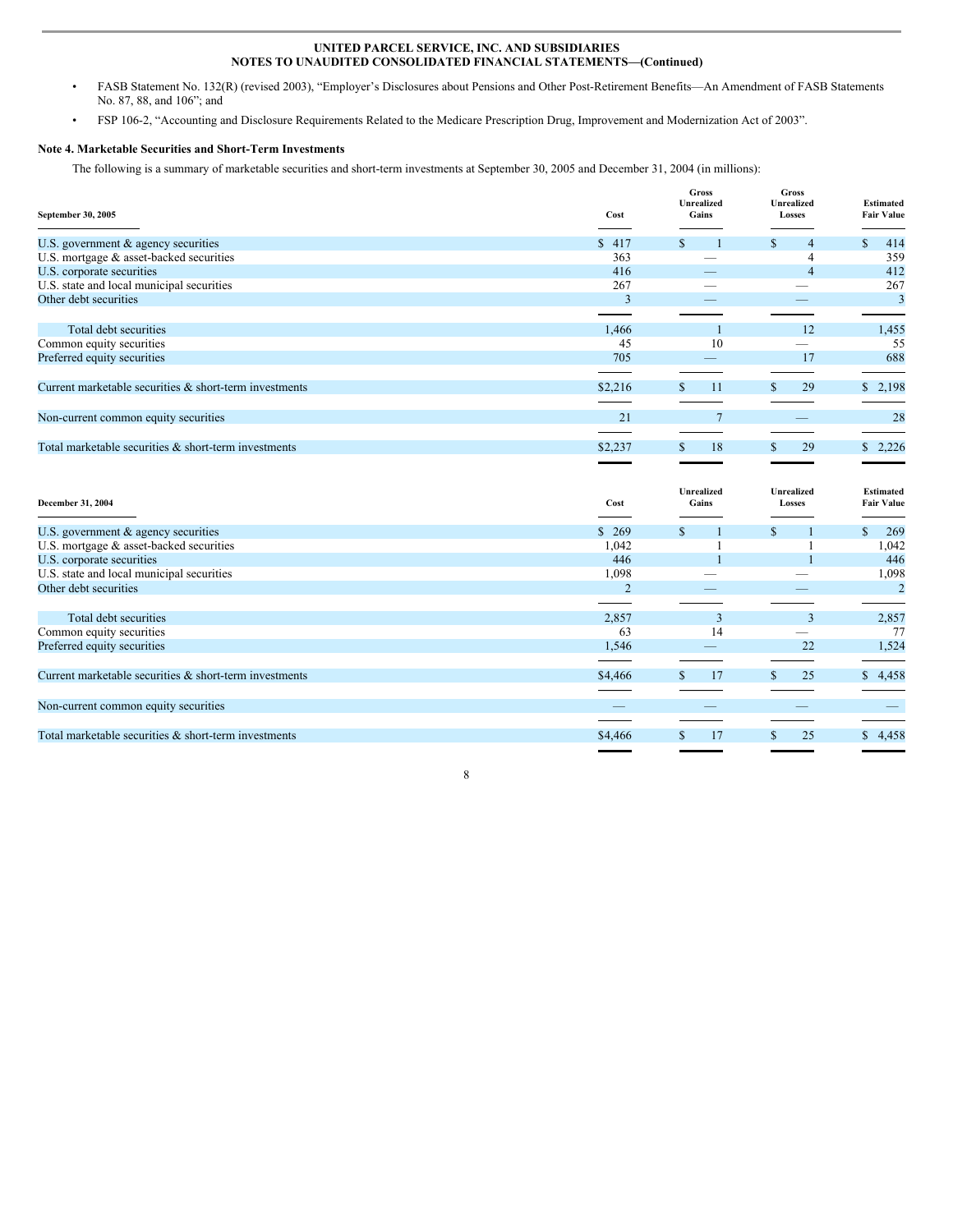- FASB Statement No. 132(R) (revised 2003), "Employer's Disclosures about Pensions and Other Post-Retirement Benefits—An Amendment of FASB Statements No. 87, 88, and 106"; and
- FSP 106-2, "Accounting and Disclosure Requirements Related to the Medicare Prescription Drug, Improvement and Modernization Act of 2003".

### Note 4. Marketable Securities and Short-Term Investments

The following is a summary of marketable securities and short-term investments at September 30, 2005 and December 31, 2004 (in millions):

| September 30, 2005 | Cost | Gross Unrealized Gains | Gross Unrealized Losses | Estimated Fair Value |
|---|---|---|---|---|
| U.S. government & agency securities | $ 417 | $ 1 | $ 4 | $ 414 |
| U.S. mortgage & asset-backed securities | 363 | — | 4 | 359 |
| U.S. corporate securities | 416 | — | 4 | 412 |
| U.S. state and local municipal securities | 267 | — | — | 267 |
| Other debt securities | 3 | — | — | 3 |
| Total debt securities | 1,466 | 1 | 12 | 1,455 |
| Common equity securities | 45 | 10 | — | 55 |
| Preferred equity securities | 705 | — | 17 | 688 |
| Current marketable securities & short-term investments | $2,216 | $ 11 | $ 29 | $ 2,198 |
| Non-current common equity securities | 21 | 7 | — | 28 |
| Total marketable securities & short-term investments | $2,237 | $ 18 | $ 29 | $ 2,226 |

| December 31, 2004 | Cost | Unrealized Gains | Unrealized Losses | Estimated Fair Value |
|---|---|---|---|---|
| U.S. government & agency securities | $ 269 | $ 1 | $ 1 | $ 269 |
| U.S. mortgage & asset-backed securities | 1,042 | 1 | 1 | 1,042 |
| U.S. corporate securities | 446 | 1 | 1 | 446 |
| U.S. state and local municipal securities | 1,098 | — | — | 1,098 |
| Other debt securities | 2 | — | — | 2 |
| Total debt securities | 2,857 | 3 | 3 | 2,857 |
| Common equity securities | 63 | 14 | — | 77 |
| Preferred equity securities | 1,546 | — | 22 | 1,524 |
| Current marketable securities & short-term investments | $4,466 | $ 17 | $ 25 | $ 4,458 |
| Non-current common equity securities | — | — | — | — |
| Total marketable securities & short-term investments | $4,466 | $ 17 | $ 25 | $ 4,458 |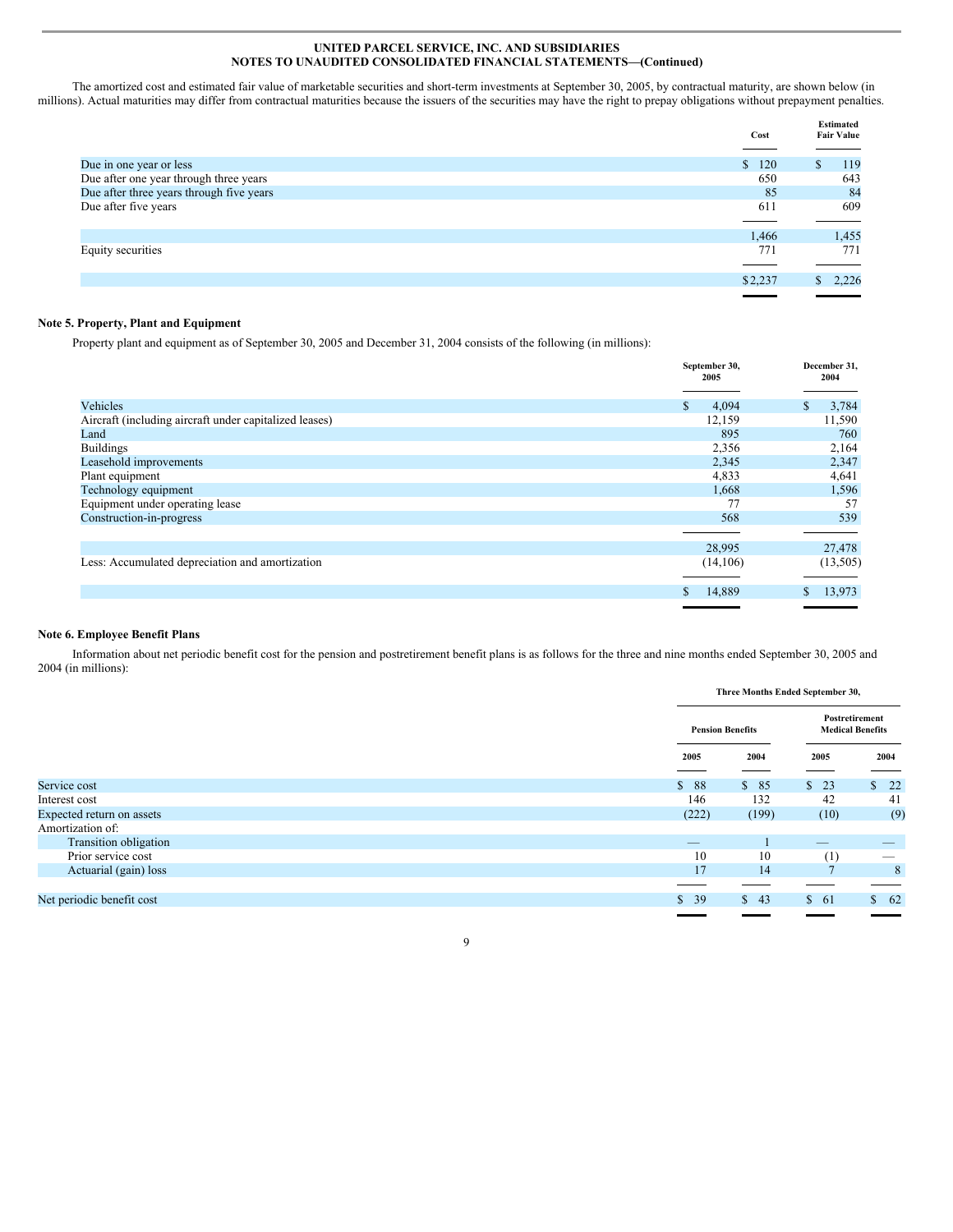The amortized cost and estimated fair value of marketable securities and short-term investments at September 30, 2005, by contractual maturity, are shown below (in millions). Actual maturities may differ from contractual maturities because the issuers of the securities may have the right to prepay obligations without prepayment penalties.

| | Cost | Estimated Fair Value |
|---|---|---|
| Due in one year or less | $ 120 | $ 119 |
| Due after one year through three years | 650 | 643 |
| Due after three years through five years | 85 | 84 |
| Due after five years | 611 | 609 |
| | 1,466 | 1,455 |
| Equity securities | 771 | 771 |
| | $2,237 | $ 2,226 |

**Note 5. Property, Plant and Equipment**

Property plant and equipment as of September 30, 2005 and December 31, 2004 consists of the following (in millions):

| | September 30, 2005 | December 31, 2004 |
|---|---|---|
| Vehicles | $ 4,094 | $ 3,784 |
| Aircraft (including aircraft under capitalized leases) | 12,159 | 11,590 |
| Land | 895 | 760 |
| Buildings | 2,356 | 2,164 |
| Leasehold improvements | 2,345 | 2,347 |
| Plant equipment | 4,833 | 4,641 |
| Technology equipment | 1,668 | 1,596 |
| Equipment under operating lease | 77 | 57 |
| Construction-in-progress | 568 | 539 |
| | 28,995 | 27,478 |
| Less: Accumulated depreciation and amortization | (14,106) | (13,505) |
| | $ 14,889 | $ 13,973 |

**Note 6. Employee Benefit Plans**

Information about net periodic benefit cost for the pension and postretirement benefit plans is as follows for the three and nine months ended September 30, 2005 and 2004 (in millions):

| | Three Months Ended September 30, | | | |
|---|---|---|---|---|
| | Pension Benefits | | Postretirement Medical Benefits | |
| | 2005 | 2004 | 2005 | 2004 |
| Service cost | $ 88 | $ 85 | $ 23 | $ 22 |
| Interest cost | 146 | 132 | 42 | 41 |
| Expected return on assets | (222) | (199) | (10) | (9) |
| Amortization of: | | | | |
| Transition obligation | — | 1 | — | — |
| Prior service cost | 10 | 10 | (1) | — |
| Actuarial (gain) loss | 17 | 14 | 7 | 8 |
| Net periodic benefit cost | $ 39 | $ 43 | $ 61 | $ 62 |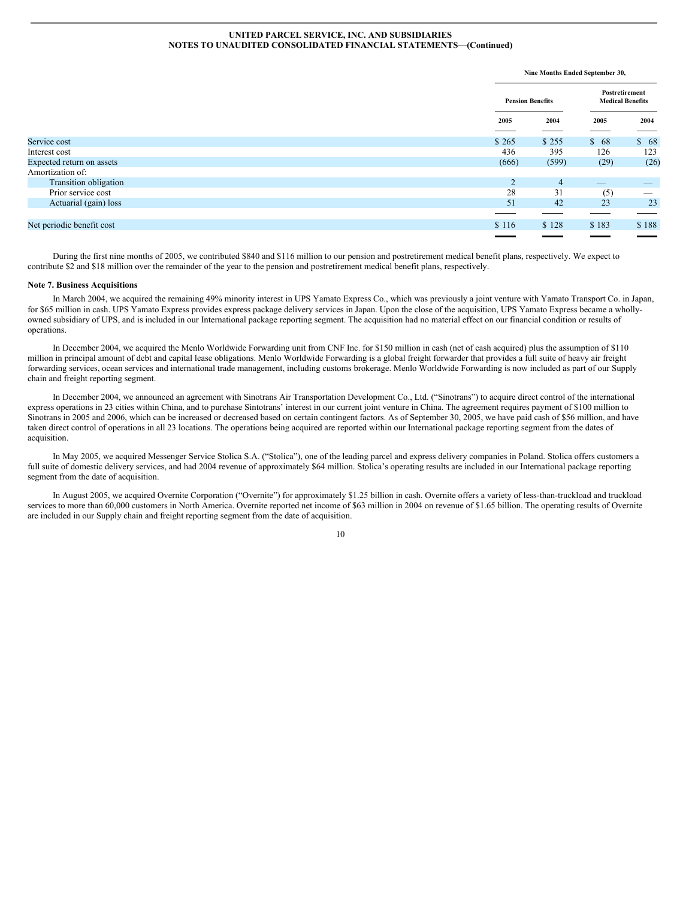|  | Nine Months Ended September 30, | | | |
| --- | --- | --- | --- | --- |
|  | Pension Benefits | | Postretirement Medical Benefits | |
|  | 2005 | 2004 | 2005 | 2004 |
| Service cost | $ 265 | $ 255 | $ 68 | $ 68 |
| Interest cost | 436 | 395 | 126 | 123 |
| Expected return on assets | (666) | (599) | (29) | (26) |
| Amortization of: | | | | |
| Transition obligation | 2 | 4 | — | — |
| Prior service cost | 28 | 31 | (5) | — |
| Actuarial (gain) loss | 51 | 42 | 23 | 23 |
| Net periodic benefit cost | $ 116 | $ 128 | $ 183 | $ 188 |

During the first nine months of 2005, we contributed $840 and $116 million to our pension and postretirement medical benefit plans, respectively. We expect to contribute $2 and $18 million over the remainder of the year to the pension and postretirement medical benefit plans, respectively.

**Note 7. Business Acquisitions**

In March 2004, we acquired the remaining 49% minority interest in UPS Yamato Express Co., which was previously a joint venture with Yamato Transport Co. in Japan, for $65 million in cash. UPS Yamato Express provides express package delivery services in Japan. Upon the close of the acquisition, UPS Yamato Express became a wholly-owned subsidiary of UPS, and is included in our International package reporting segment. The acquisition had no material effect on our financial condition or results of operations.

In December 2004, we acquired the Menlo Worldwide Forwarding unit from CNF Inc. for $150 million in cash (net of cash acquired) plus the assumption of $110 million in principal amount of debt and capital lease obligations. Menlo Worldwide Forwarding is a global freight forwarder that provides a full suite of heavy air freight forwarding services, ocean services and international trade management, including customs brokerage. Menlo Worldwide Forwarding is now included as part of our Supply chain and freight reporting segment.

In December 2004, we announced an agreement with Sinotrans Air Transportation Development Co., Ltd. ("Sinotrans") to acquire direct control of the international express operations in 23 cities within China, and to purchase Sinotrans' interest in our current joint venture in China. The agreement requires payment of $100 million to Sinotrans in 2005 and 2006, which can be increased or decreased based on certain contingent factors. As of September 30, 2005, we have paid cash of $56 million, and have taken direct control of operations in all 23 locations. The operations being acquired are reported within our International package reporting segment from the dates of acquisition.

In May 2005, we acquired Messenger Service Stolica S.A. ("Stolica"), one of the leading parcel and express delivery companies in Poland. Stolica offers customers a full suite of domestic delivery services, and had 2004 revenue of approximately $64 million. Stolica's operating results are included in our International package reporting segment from the date of acquisition.

In August 2005, we acquired Overnite Corporation ("Overnite") for approximately $1.25 billion in cash. Overnite offers a variety of less-than-truckload and truckload services to more than 60,000 customers in North America. Overnite reported net income of $63 million in 2004 on revenue of $1.65 billion. The operating results of Overnite are included in our Supply chain and freight reporting segment from the date of acquisition.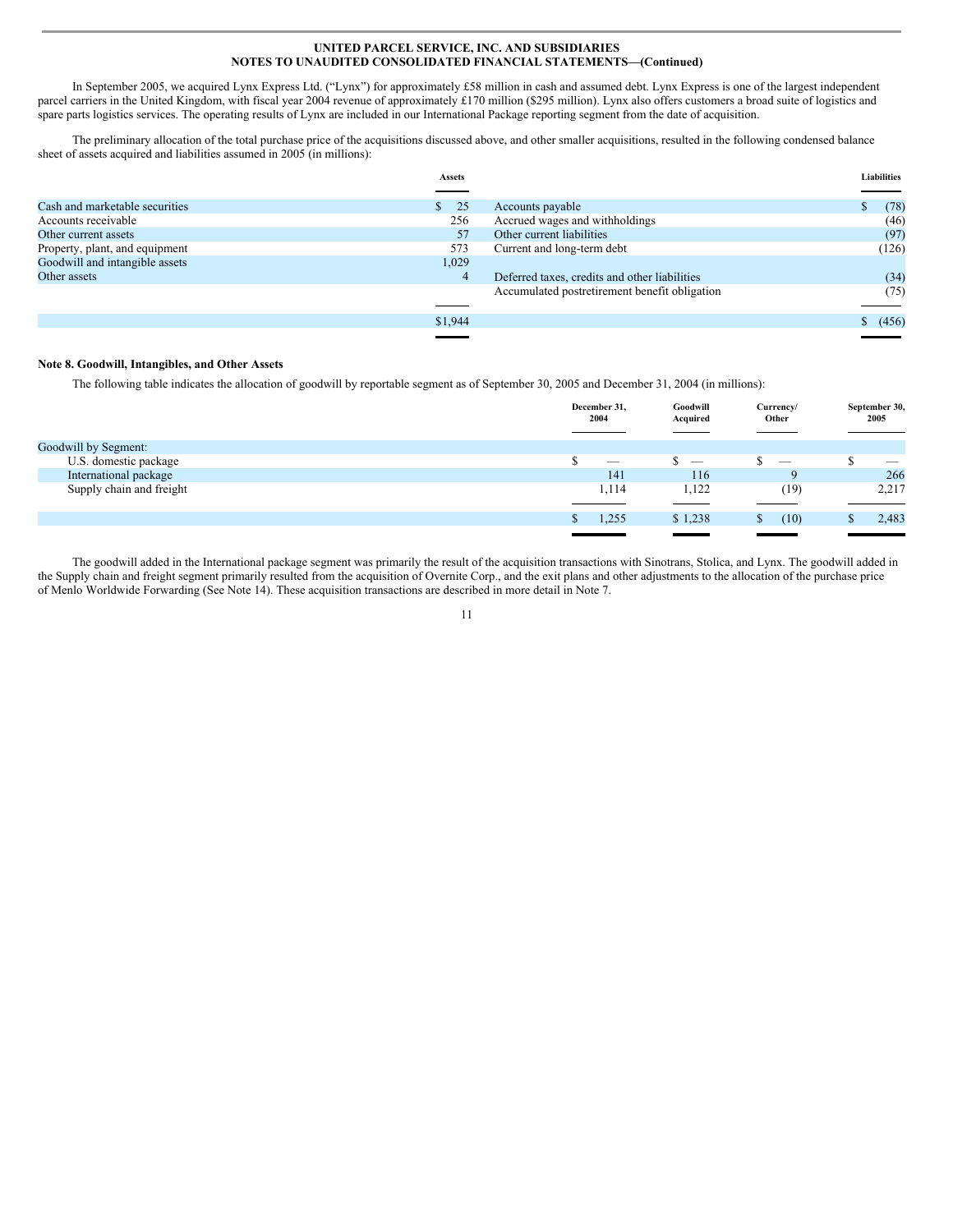In September 2005, we acquired Lynx Express Ltd. ("Lynx") for approximately £58 million in cash and assumed debt. Lynx Express is one of the largest independent parcel carriers in the United Kingdom, with fiscal year 2004 revenue of approximately £170 million ($295 million). Lynx also offers customers a broad suite of logistics and spare parts logistics services. The operating results of Lynx are included in our International Package reporting segment from the date of acquisition.

The preliminary allocation of the total purchase price of the acquisitions discussed above, and other smaller acquisitions, resulted in the following condensed balance sheet of assets acquired and liabilities assumed in 2005 (in millions):

| | Assets | | Liabilities |
|---|---|---|---|
| Cash and marketable securities | $ 25 | Accounts payable | $ (78) |
| Accounts receivable | 256 | Accrued wages and withholdings | (46) |
| Other current assets | 57 | Other current liabilities | (97) |
| Property, plant, and equipment | 573 | Current and long-term debt | (126) |
| Goodwill and intangible assets | 1,029 | | |
| Other assets | 4 | Deferred taxes, credits and other liabilities | (34) |
| | | Accumulated postretirement benefit obligation | (75) |
| | $1,944 | | $ (456) |

## Note 8. Goodwill, Intangibles, and Other Assets

The following table indicates the allocation of goodwill by reportable segment as of September 30, 2005 and December 31, 2004 (in millions):

| | December 31, 2004 | Goodwill Acquired | Currency/ Other | September 30, 2005 |
|---|---|---|---|---|
| Goodwill by Segment: | | | | |
| U.S. domestic package | $ — | $ — | $ — | $ — |
| International package | 141 | 116 | 9 | 266 |
| Supply chain and freight | 1,114 | 1,122 | (19) | 2,217 |
| | $ 1,255 | $ 1,238 | $ (10) | $ 2,483 |

The goodwill added in the International package segment was primarily the result of the acquisition transactions with Sinotrans, Stolica, and Lynx. The goodwill added in the Supply chain and freight segment primarily resulted from the acquisition of Overnite Corp., and the exit plans and other adjustments to the allocation of the purchase price of Menlo Worldwide Forwarding (See Note 14). These acquisition transactions are described in more detail in Note 7.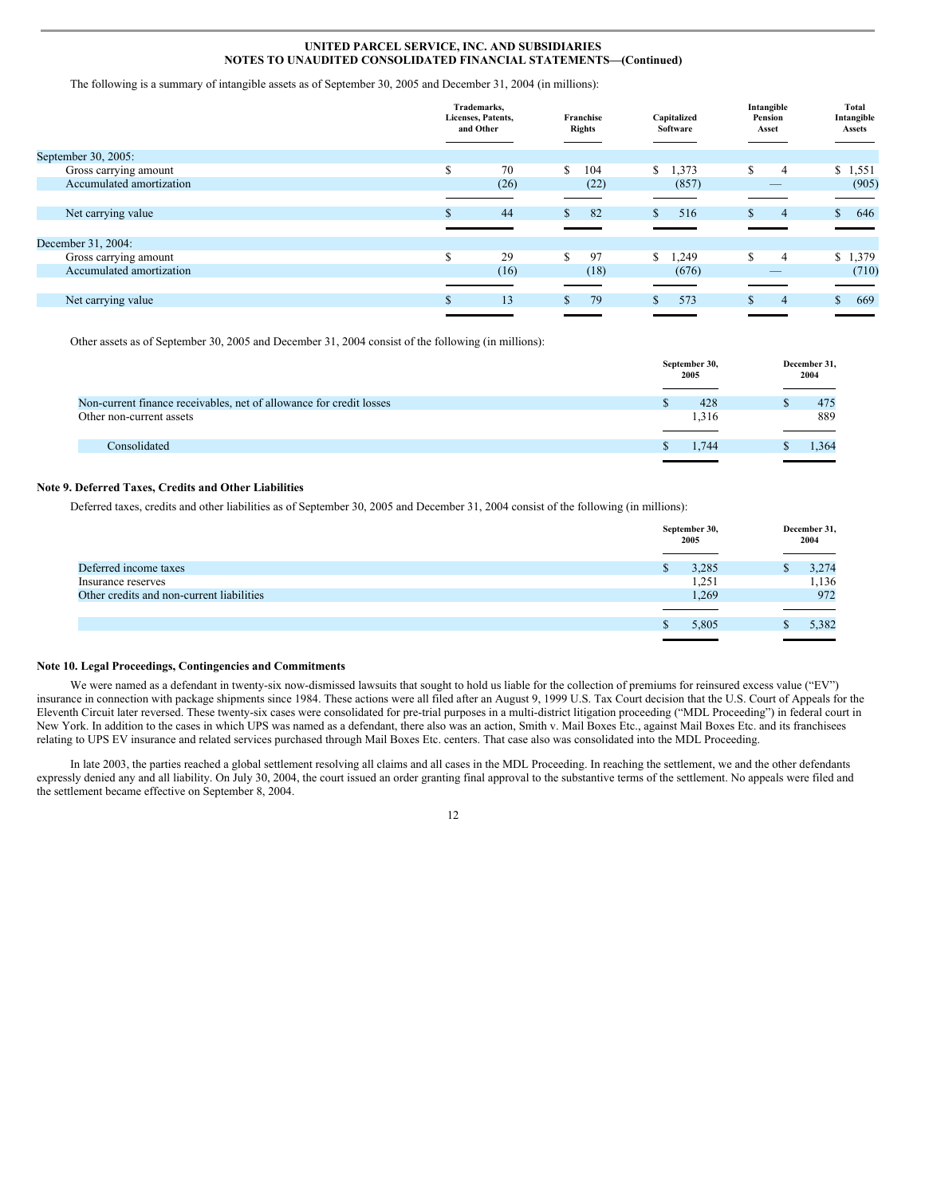The following is a summary of intangible assets as of September 30, 2005 and December 31, 2004 (in millions):

| | Trademarks, Licenses, Patents, and Other | Franchise Rights | Capitalized Software | Intangible Pension Asset | Total Intangible Assets |
|---|---|---|---|---|---|
| September 30, 2005: | | | | | |
| Gross carrying amount | $ 70 | $ 104 | $ 1,373 | $ 4 | $ 1,551 |
| Accumulated amortization | (26) | (22) | (857) | — | (905) |
| Net carrying value | $ 44 | $ 82 | $ 516 | $ 4 | $ 646 |
| December 31, 2004: | | | | | |
| Gross carrying amount | $ 29 | $ 97 | $ 1,249 | $ 4 | $ 1,379 |
| Accumulated amortization | (16) | (18) | (676) | — | (710) |
| Net carrying value | $ 13 | $ 79 | $ 573 | $ 4 | $ 669 |

Other assets as of September 30, 2005 and December 31, 2004 consist of the following (in millions):

| | September 30, 2005 | December 31, 2004 |
|---|---|---|
| Non-current finance receivables, net of allowance for credit losses | $ 428 | $ 475 |
| Other non-current assets | 1,316 | 889 |
| Consolidated | $ 1,744 | $ 1,364 |

**Note 9. Deferred Taxes, Credits and Other Liabilities**

Deferred taxes, credits and other liabilities as of September 30, 2005 and December 31, 2004 consist of the following (in millions):

| | September 30, 2005 | December 31, 2004 |
|---|---|---|
| Deferred income taxes | $ 3,285 | $ 3,274 |
| Insurance reserves | 1,251 | 1,136 |
| Other credits and non-current liabilities | 1,269 | 972 |
| | $ 5,805 | $ 5,382 |

**Note 10. Legal Proceedings, Contingencies and Commitments**

We were named as a defendant in twenty-six now-dismissed lawsuits that sought to hold us liable for the collection of premiums for reinsured excess value ("EV") insurance in connection with package shipments since 1984. These actions were all filed after an August 9, 1999 U.S. Tax Court decision that the U.S. Court of Appeals for the Eleventh Circuit later reversed. These twenty-six cases were consolidated for pre-trial purposes in a multi-district litigation proceeding ("MDL Proceeding") in federal court in New York. In addition to the cases in which UPS was named as a defendant, there also was an action, Smith v. Mail Boxes Etc., against Mail Boxes Etc. and its franchisees relating to UPS EV insurance and related services purchased through Mail Boxes Etc. centers. That case also was consolidated into the MDL Proceeding.

In late 2003, the parties reached a global settlement resolving all claims and all cases in the MDL Proceeding. In reaching the settlement, we and the other defendants expressly denied any and all liability. On July 30, 2004, the court issued an order granting final approval to the substantive terms of the settlement. No appeals were filed and the settlement became effective on September 8, 2004.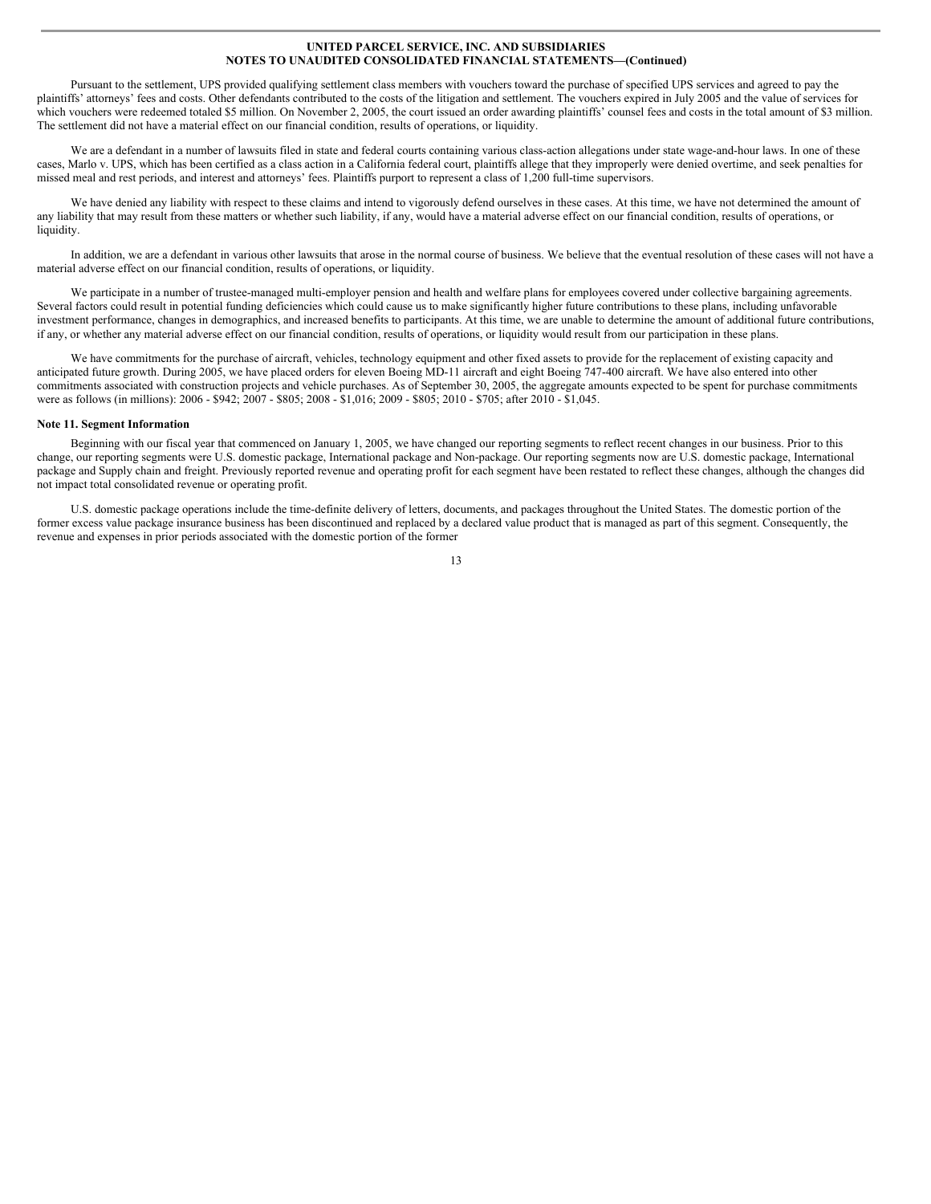Pursuant to the settlement, UPS provided qualifying settlement class members with vouchers toward the purchase of specified UPS services and agreed to pay the plaintiffs' attorneys' fees and costs. Other defendants contributed to the costs of the litigation and settlement. The vouchers expired in July 2005 and the value of services for which vouchers were redeemed totaled $5 million. On November 2, 2005, the court issued an order awarding plaintiffs' counsel fees and costs in the total amount of $3 million. The settlement did not have a material effect on our financial condition, results of operations, or liquidity.

We are a defendant in a number of lawsuits filed in state and federal courts containing various class-action allegations under state wage-and-hour laws. In one of these cases, Marlo v. UPS, which has been certified as a class action in a California federal court, plaintiffs allege that they improperly were denied overtime, and seek penalties for missed meal and rest periods, and interest and attorneys' fees. Plaintiffs purport to represent a class of 1,200 full-time supervisors.

We have denied any liability with respect to these claims and intend to vigorously defend ourselves in these cases. At this time, we have not determined the amount of any liability that may result from these matters or whether such liability, if any, would have a material adverse effect on our financial condition, results of operations, or liquidity.

In addition, we are a defendant in various other lawsuits that arose in the normal course of business. We believe that the eventual resolution of these cases will not have a material adverse effect on our financial condition, results of operations, or liquidity.

We participate in a number of trustee-managed multi-employer pension and health and welfare plans for employees covered under collective bargaining agreements. Several factors could result in potential funding deficiencies which could cause us to make significantly higher future contributions to these plans, including unfavorable investment performance, changes in demographics, and increased benefits to participants. At this time, we are unable to determine the amount of additional future contributions, if any, or whether any material adverse effect on our financial condition, results of operations, or liquidity would result from our participation in these plans.

We have commitments for the purchase of aircraft, vehicles, technology equipment and other fixed assets to provide for the replacement of existing capacity and anticipated future growth. During 2005, we have placed orders for eleven Boeing MD-11 aircraft and eight Boeing 747-400 aircraft. We have also entered into other commitments associated with construction projects and vehicle purchases. As of September 30, 2005, the aggregate amounts expected to be spent for purchase commitments were as follows (in millions): 2006 - $942; 2007 - $805; 2008 - $1,016; 2009 - $805; 2010 - $705; after 2010 - $1,045.

**Note 11. Segment Information**

Beginning with our fiscal year that commenced on January 1, 2005, we have changed our reporting segments to reflect recent changes in our business. Prior to this change, our reporting segments were U.S. domestic package, International package and Non-package. Our reporting segments now are U.S. domestic package, International package and Supply chain and freight. Previously reported revenue and operating profit for each segment have been restated to reflect these changes, although the changes did not impact total consolidated revenue or operating profit.

U.S. domestic package operations include the time-definite delivery of letters, documents, and packages throughout the United States. The domestic portion of the former excess value package insurance business has been discontinued and replaced by a declared value product that is managed as part of this segment. Consequently, the revenue and expenses in prior periods associated with the domestic portion of the former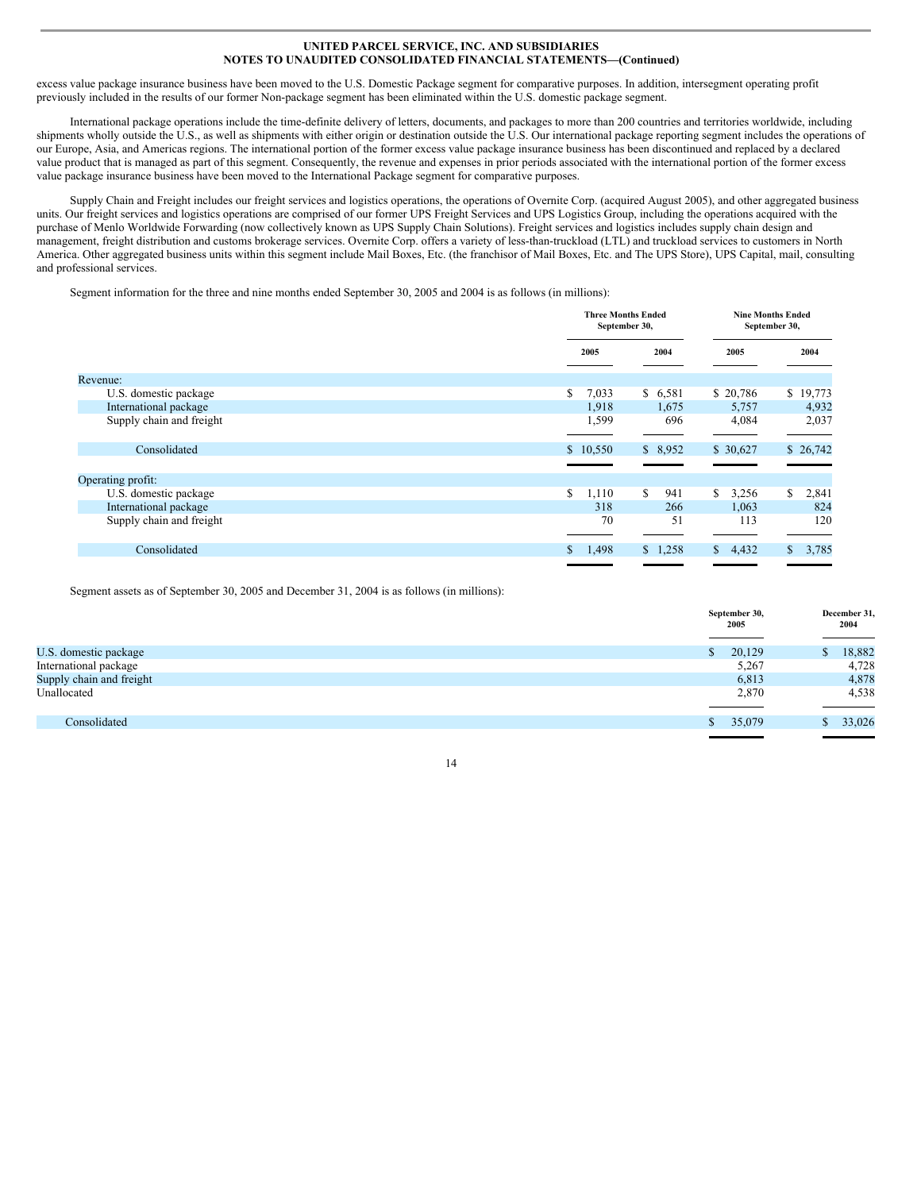excess value package insurance business have been moved to the U.S. Domestic Package segment for comparative purposes. In addition, intersegment operating profit previously included in the results of our former Non-package segment has been eliminated within the U.S. domestic package segment.

International package operations include the time-definite delivery of letters, documents, and packages to more than 200 countries and territories worldwide, including shipments wholly outside the U.S., as well as shipments with either origin or destination outside the U.S. Our international package reporting segment includes the operations of our Europe, Asia, and Americas regions. The international portion of the former excess value package insurance business has been discontinued and replaced by a declared value product that is managed as part of this segment. Consequently, the revenue and expenses in prior periods associated with the international portion of the former excess value package insurance business have been moved to the International Package segment for comparative purposes.

Supply Chain and Freight includes our freight services and logistics operations, the operations of Overnite Corp. (acquired August 2005), and other aggregated business units. Our freight services and logistics operations are comprised of our former UPS Freight Services and UPS Logistics Group, including the operations acquired with the purchase of Menlo Worldwide Forwarding (now collectively known as UPS Supply Chain Solutions). Freight services and logistics includes supply chain design and management, freight distribution and customs brokerage services. Overnite Corp. offers a variety of less-than-truckload (LTL) and truckload services to customers in North America. Other aggregated business units within this segment include Mail Boxes, Etc. (the franchisor of Mail Boxes, Etc. and The UPS Store), UPS Capital, mail, consulting and professional services.

Segment information for the three and nine months ended September 30, 2005 and 2004 is as follows (in millions):

| | Three Months Ended September 30, | | Nine Months Ended September 30, | |
|---|---|---|---|---|
| | 2005 | 2004 | 2005 | 2004 |
| Revenue: | | | | |
| U.S. domestic package | $ 7,033 | $ 6,581 | $ 20,786 | $ 19,773 |
| International package | 1,918 | 1,675 | 5,757 | 4,932 |
| Supply chain and freight | 1,599 | 696 | 4,084 | 2,037 |
| Consolidated | $ 10,550 | $ 8,952 | $ 30,627 | $ 26,742 |
| Operating profit: | | | | |
| U.S. domestic package | $ 1,110 | $ 941 | $ 3,256 | $ 2,841 |
| International package | 318 | 266 | 1,063 | 824 |
| Supply chain and freight | 70 | 51 | 113 | 120 |
| Consolidated | $ 1,498 | $ 1,258 | $ 4,432 | $ 3,785 |

Segment assets as of September 30, 2005 and December 31, 2004 is as follows (in millions):

| | September 30, 2005 | December 31, 2004 |
|---|---|---|
| U.S. domestic package | $ 20,129 | $ 18,882 |
| International package | 5,267 | 4,728 |
| Supply chain and freight | 6,813 | 4,878 |
| Unallocated | 2,870 | 4,538 |
| Consolidated | $ 35,079 | $ 33,026 |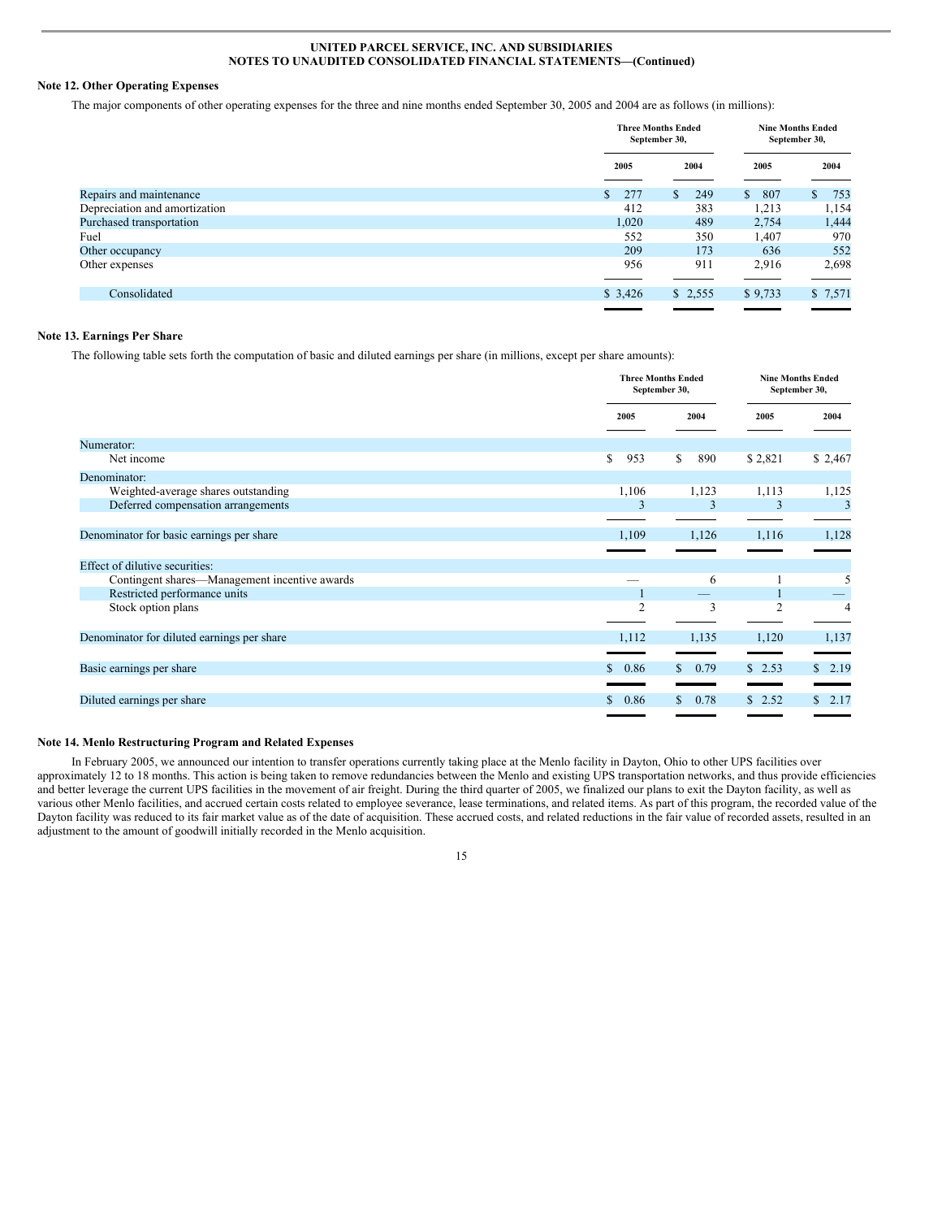UNITED PARCEL SERVICE, INC. AND SUBSIDIARIES
NOTES TO UNAUDITED CONSOLIDATED FINANCIAL STATEMENTS—(Continued)

**Note 12. Other Operating Expenses**

The major components of other operating expenses for the three and nine months ended September 30, 2005 and 2004 are as follows (in millions):

| | Three Months Ended September 30, | | Nine Months Ended September 30, | |
|---|---|---|---|---|
| | 2005 | 2004 | 2005 | 2004 |
| Repairs and maintenance | $ 277 | $ 249 | $ 807 | $ 753 |
| Depreciation and amortization | 412 | 383 | 1,213 | 1,154 |
| Purchased transportation | 1,020 | 489 | 2,754 | 1,444 |
| Fuel | 552 | 350 | 1,407 | 970 |
| Other occupancy | 209 | 173 | 636 | 552 |
| Other expenses | 956 | 911 | 2,916 | 2,698 |
| Consolidated | $ 3,426 | $ 2,555 | $ 9,733 | $ 7,571 |

**Note 13. Earnings Per Share**

The following table sets forth the computation of basic and diluted earnings per share (in millions, except per share amounts):

| | Three Months Ended September 30, | | Nine Months Ended September 30, | |
|---|---|---|---|---|
| | 2005 | 2004 | 2005 | 2004 |
| Numerator: | | | | |
| Net income | $ 953 | $ 890 | $ 2,821 | $ 2,467 |
| Denominator: | | | | |
| Weighted-average shares outstanding | 1,106 | 1,123 | 1,113 | 1,125 |
| Deferred compensation arrangements | 3 | 3 | 3 | 3 |
| Denominator for basic earnings per share | 1,109 | 1,126 | 1,116 | 1,128 |
| Effect of dilutive securities: | | | | |
| Contingent shares—Management incentive awards | — | 6 | 1 | 5 |
| Restricted performance units | 1 | — | 1 | — |
| Stock option plans | 2 | 3 | 2 | 4 |
| Denominator for diluted earnings per share | 1,112 | 1,135 | 1,120 | 1,137 |
| Basic earnings per share | $ 0.86 | $ 0.79 | $ 2.53 | $ 2.19 |
| Diluted earnings per share | $ 0.86 | $ 0.78 | $ 2.52 | $ 2.17 |

**Note 14. Menlo Restructuring Program and Related Expenses**

In February 2005, we announced our intention to transfer operations currently taking place at the Menlo facility in Dayton, Ohio to other UPS facilities over approximately 12 to 18 months. This action is being taken to remove redundancies between the Menlo and existing UPS transportation networks, and thus provide efficiencies and better leverage the current UPS facilities in the movement of air freight. During the third quarter of 2005, we finalized our plans to exit the Dayton facility, as well as various other Menlo facilities, and accrued certain costs related to employee severance, lease terminations, and related items. As part of this program, the recorded value of the Dayton facility was reduced to its fair market value as of the date of acquisition. These accrued costs, and related reductions in the fair value of recorded assets, resulted in an adjustment to the amount of goodwill initially recorded in the Menlo acquisition.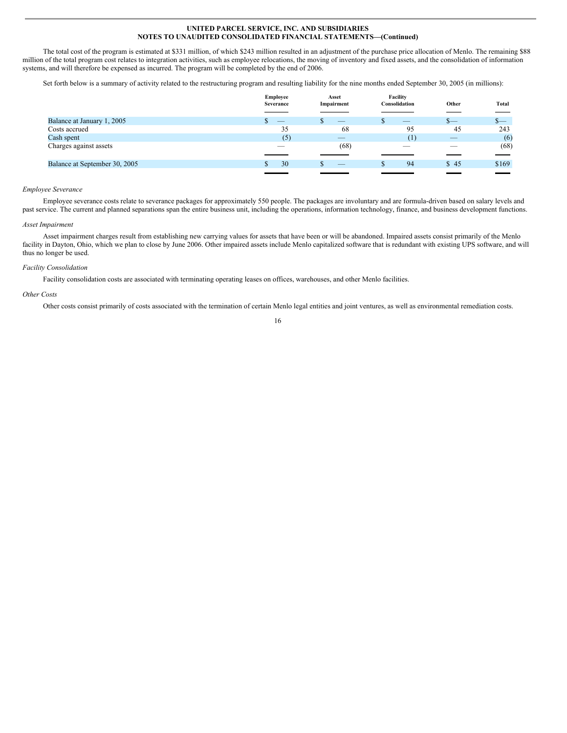The total cost of the program is estimated at $331 million, of which $243 million resulted in an adjustment of the purchase price allocation of Menlo. The remaining $88 million of the total program cost relates to integration activities, such as employee relocations, the moving of inventory and fixed assets, and the consolidation of information systems, and will therefore be expensed as incurred. The program will be completed by the end of 2006.

Set forth below is a summary of activity related to the restructuring program and resulting liability for the nine months ended September 30, 2005 (in millions):

| | Employee Severance | Asset Impairment | Facility Consolidation | Other | Total |
|---|---|---|---|---|---|
| Balance at January 1, 2005 | $ — | $ — | $ — | $— | $— |
| Costs accrued | 35 | 68 | 95 | 45 | 243 |
| Cash spent | (5) | — | (1) | — | (6) |
| Charges against assets | — | (68) | — | — | (68) |
| Balance at September 30, 2005 | $ 30 | $ — | $ 94 | $ 45 | $169 |

*Employee Severance*

Employee severance costs relate to severance packages for approximately 550 people. The packages are involuntary and are formula-driven based on salary levels and past service. The current and planned separations span the entire business unit, including the operations, information technology, finance, and business development functions.

*Asset Impairment*

Asset impairment charges result from establishing new carrying values for assets that have been or will be abandoned. Impaired assets consist primarily of the Menlo facility in Dayton, Ohio, which we plan to close by June 2006. Other impaired assets include Menlo capitalized software that is redundant with existing UPS software, and will thus no longer be used.

*Facility Consolidation*

Facility consolidation costs are associated with terminating operating leases on offices, warehouses, and other Menlo facilities.

*Other Costs*

Other costs consist primarily of costs associated with the termination of certain Menlo legal entities and joint ventures, as well as environmental remediation costs.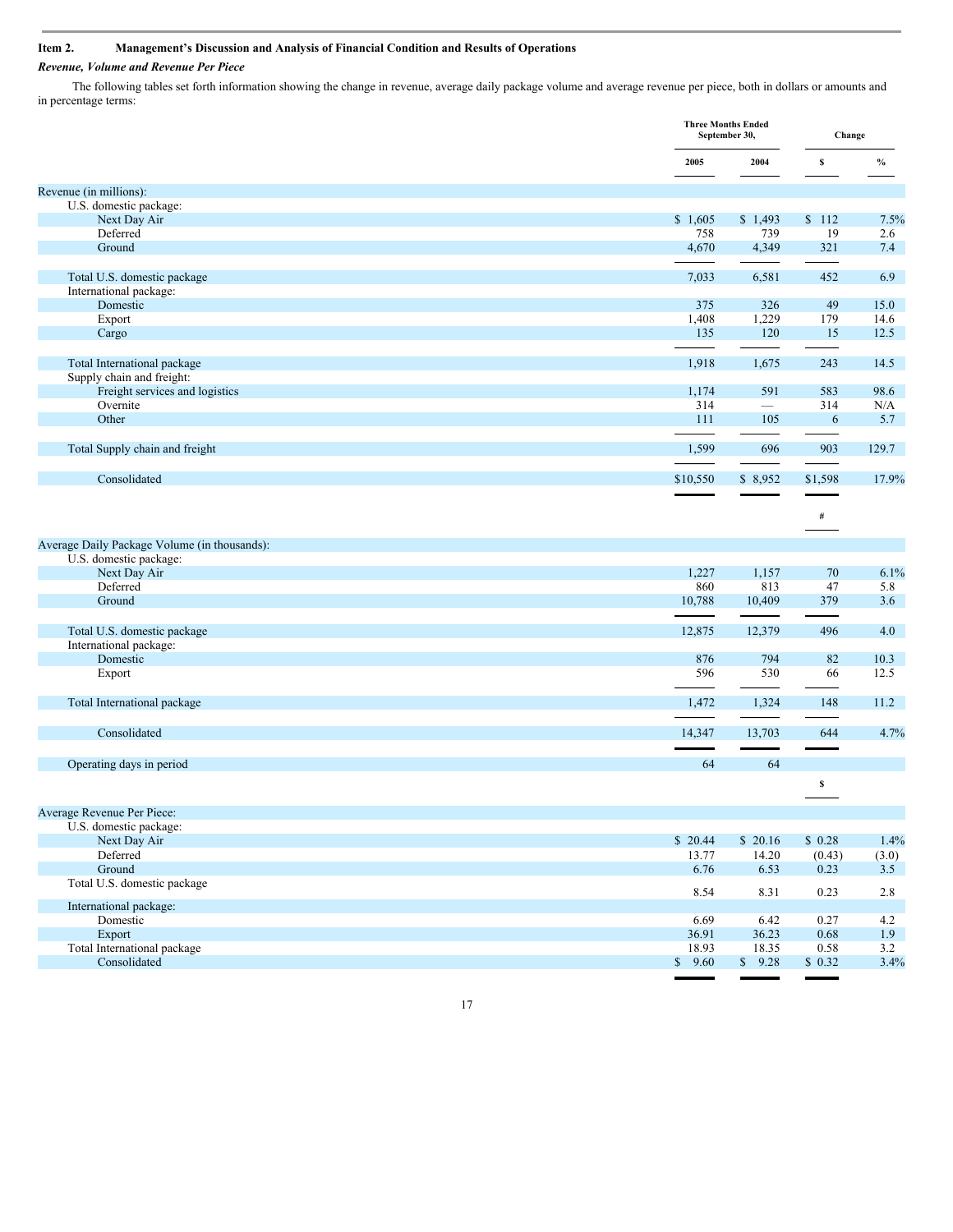## Item 2. Management's Discussion and Analysis of Financial Condition and Results of Operations

*Revenue, Volume and Revenue Per Piece*

The following tables set forth information showing the change in revenue, average daily package volume and average revenue per piece, both in dollars or amounts and in percentage terms:

| | Three Months Ended September 30, | | Change | |
|---|---|---|---|---|
| | 2005 | 2004 | $ | % |
| **Revenue (in millions):** | | | | |
| U.S. domestic package: | | | | |
| Next Day Air | $ 1,605 | $ 1,493 | $ 112 | 7.5% |
| Deferred | 758 | 739 | 19 | 2.6 |
| Ground | 4,670 | 4,349 | 321 | 7.4 |
| Total U.S. domestic package | 7,033 | 6,581 | 452 | 6.9 |
| International package: | | | | |
| Domestic | 375 | 326 | 49 | 15.0 |
| Export | 1,408 | 1,229 | 179 | 14.6 |
| Cargo | 135 | 120 | 15 | 12.5 |
| Total International package | 1,918 | 1,675 | 243 | 14.5 |
| Supply chain and freight: | | | | |
| Freight services and logistics | 1,174 | 591 | 583 | 98.6 |
| Overnite | 314 | — | 314 | N/A |
| Other | 111 | 105 | 6 | 5.7 |
| Total Supply chain and freight | 1,599 | 696 | 903 | 129.7 |
| Consolidated | $10,550 | $ 8,952 | $1,598 | 17.9% |
| | | | # | |
| **Average Daily Package Volume (in thousands):** | | | | |
| U.S. domestic package: | | | | |
| Next Day Air | 1,227 | 1,157 | 70 | 6.1% |
| Deferred | 860 | 813 | 47 | 5.8 |
| Ground | 10,788 | 10,409 | 379 | 3.6 |
| Total U.S. domestic package | 12,875 | 12,379 | 496 | 4.0 |
| International package: | | | | |
| Domestic | 876 | 794 | 82 | 10.3 |
| Export | 596 | 530 | 66 | 12.5 |
| Total International package | 1,472 | 1,324 | 148 | 11.2 |
| Consolidated | 14,347 | 13,703 | 644 | 4.7% |
| Operating days in period | 64 | 64 | | |
| | | | $ | |
| **Average Revenue Per Piece:** | | | | |
| U.S. domestic package: | | | | |
| Next Day Air | $ 20.44 | $ 20.16 | $ 0.28 | 1.4% |
| Deferred | 13.77 | 14.20 | (0.43) | (3.0) |
| Ground | 6.76 | 6.53 | 0.23 | 3.5 |
| Total U.S. domestic package | 8.54 | 8.31 | 0.23 | 2.8 |
| International package: | | | | |
| Domestic | 6.69 | 6.42 | 0.27 | 4.2 |
| Export | 36.91 | 36.23 | 0.68 | 1.9 |
| Total International package | 18.93 | 18.35 | 0.58 | 3.2 |
| Consolidated | $ 9.60 | $ 9.28 | $ 0.32 | 3.4% |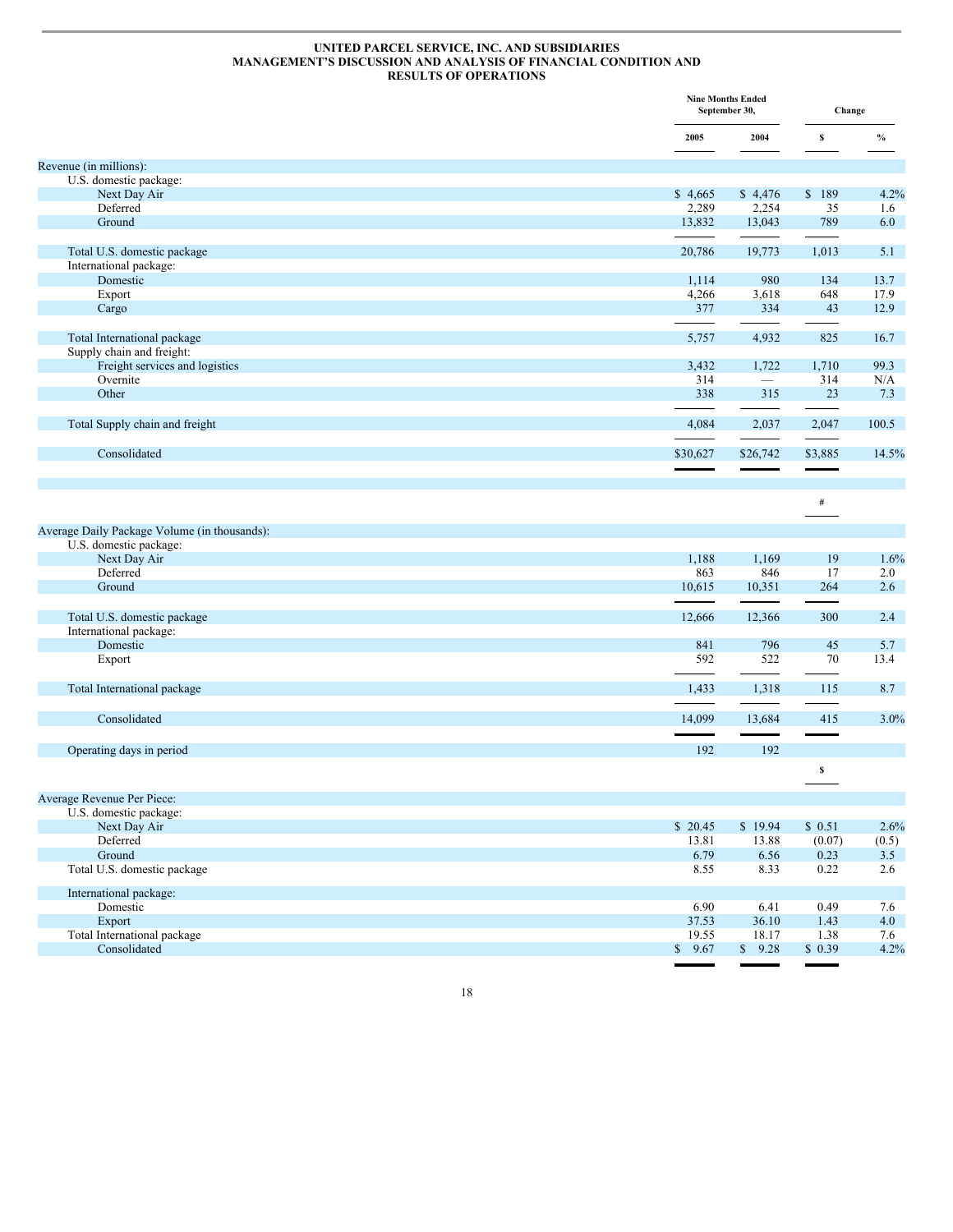**UNITED PARCEL SERVICE, INC. AND SUBSIDIARIES**
**MANAGEMENT'S DISCUSSION AND ANALYSIS OF FINANCIAL CONDITION AND RESULTS OF OPERATIONS**

| | Nine Months Ended September 30, | | Change | |
|---|---|---|---|---|
| | 2005 | 2004 | $ | % |
| Revenue (in millions): | | | | |
| U.S. domestic package: | | | | |
| Next Day Air | $ 4,665 | $ 4,476 | $ 189 | 4.2% |
| Deferred | 2,289 | 2,254 | 35 | 1.6 |
| Ground | 13,832 | 13,043 | 789 | 6.0 |
| Total U.S. domestic package | 20,786 | 19,773 | 1,013 | 5.1 |
| International package: | | | | |
| Domestic | 1,114 | 980 | 134 | 13.7 |
| Export | 4,266 | 3,618 | 648 | 17.9 |
| Cargo | 377 | 334 | 43 | 12.9 |
| Total International package | 5,757 | 4,932 | 825 | 16.7 |
| Supply chain and freight: | | | | |
| Freight services and logistics | 3,432 | 1,722 | 1,710 | 99.3 |
| Overnite | 314 | — | 314 | N/A |
| Other | 338 | 315 | 23 | 7.3 |
| Total Supply chain and freight | 4,084 | 2,037 | 2,047 | 100.5 |
| Consolidated | $30,627 | $26,742 | $3,885 | 14.5% |
| | | | # | |
| Average Daily Package Volume (in thousands): | | | | |
| U.S. domestic package: | | | | |
| Next Day Air | 1,188 | 1,169 | 19 | 1.6% |
| Deferred | 863 | 846 | 17 | 2.0 |
| Ground | 10,615 | 10,351 | 264 | 2.6 |
| Total U.S. domestic package | 12,666 | 12,366 | 300 | 2.4 |
| International package: | | | | |
| Domestic | 841 | 796 | 45 | 5.7 |
| Export | 592 | 522 | 70 | 13.4 |
| Total International package | 1,433 | 1,318 | 115 | 8.7 |
| Consolidated | 14,099 | 13,684 | 415 | 3.0% |
| Operating days in period | 192 | 192 | | |
| | | | $ | |
| Average Revenue Per Piece: | | | | |
| U.S. domestic package: | | | | |
| Next Day Air | $ 20.45 | $ 19.94 | $ 0.51 | 2.6% |
| Deferred | 13.81 | 13.88 | (0.07) | (0.5) |
| Ground | 6.79 | 6.56 | 0.23 | 3.5 |
| Total U.S. domestic package | 8.55 | 8.33 | 0.22 | 2.6 |
| International package: | | | | |
| Domestic | 6.90 | 6.41 | 0.49 | 7.6 |
| Export | 37.53 | 36.10 | 1.43 | 4.0 |
| Total International package | 19.55 | 18.17 | 1.38 | 7.6 |
| Consolidated | $ 9.67 | $ 9.28 | $ 0.39 | 4.2% |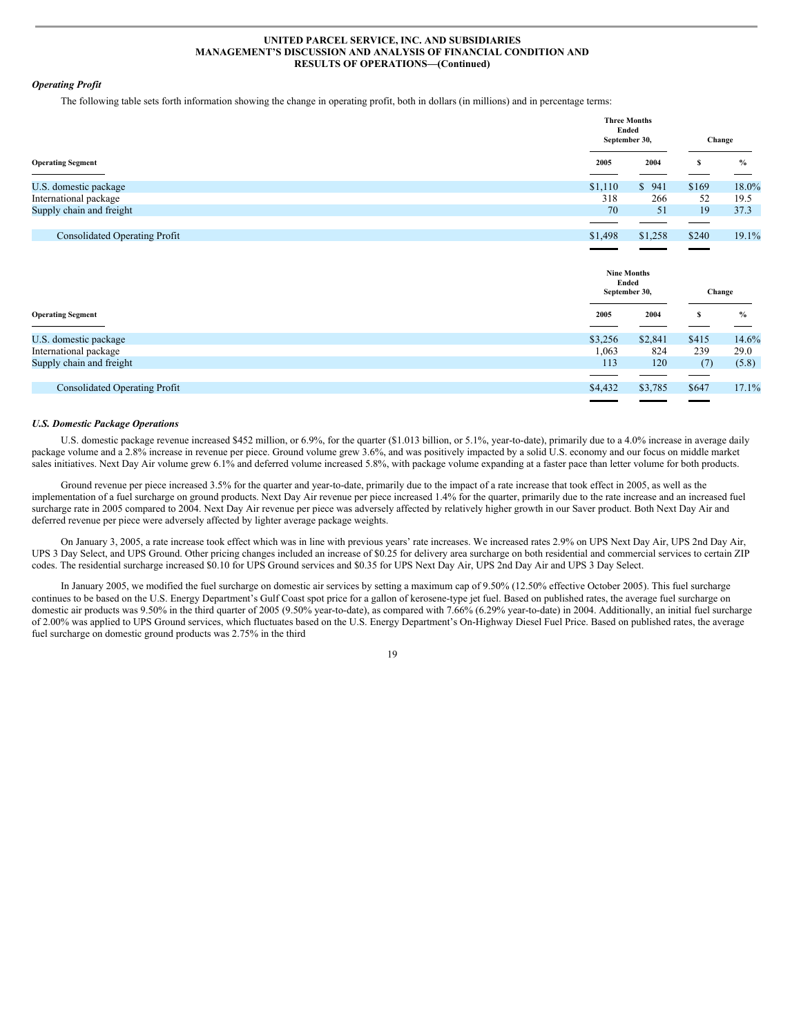### *Operating Profit*

The following table sets forth information showing the change in operating profit, both in dollars (in millions) and in percentage terms:

| Operating Segment | Three Months Ended September 30, | | Change | |
|---|---|---|---|---|
| | 2005 | 2004 | $ | % |
| U.S. domestic package | $1,110 | $ 941 | $169 | 18.0% |
| International package | 318 | 266 | 52 | 19.5 |
| Supply chain and freight | 70 | 51 | 19 | 37.3 |
| Consolidated Operating Profit | $1,498 | $1,258 | $240 | 19.1% |

| Operating Segment | Nine Months Ended September 30, | | Change | |
|---|---|---|---|---|
| | 2005 | 2004 | $ | % |
| U.S. domestic package | $3,256 | $2,841 | $415 | 14.6% |
| International package | 1,063 | 824 | 239 | 29.0 |
| Supply chain and freight | 113 | 120 | (7) | (5.8) |
| Consolidated Operating Profit | $4,432 | $3,785 | $647 | 17.1% |

### *U.S. Domestic Package Operations*

U.S. domestic package revenue increased $452 million, or 6.9%, for the quarter ($1.013 billion, or 5.1%, year-to-date), primarily due to a 4.0% increase in average daily package volume and a 2.8% increase in revenue per piece. Ground volume grew 3.6%, and was positively impacted by a solid U.S. economy and our focus on middle market sales initiatives. Next Day Air volume grew 6.1% and deferred volume increased 5.8%, with package volume expanding at a faster pace than letter volume for both products.

Ground revenue per piece increased 3.5% for the quarter and year-to-date, primarily due to the impact of a rate increase that took effect in 2005, as well as the implementation of a fuel surcharge on ground products. Next Day Air revenue per piece increased 1.4% for the quarter, primarily due to the rate increase and an increased fuel surcharge rate in 2005 compared to 2004. Next Day Air revenue per piece was adversely affected by relatively higher growth in our Saver product. Both Next Day Air and deferred revenue per piece were adversely affected by lighter average package weights.

On January 3, 2005, a rate increase took effect which was in line with previous years' rate increases. We increased rates 2.9% on UPS Next Day Air, UPS 2nd Day Air, UPS 3 Day Select, and UPS Ground. Other pricing changes included an increase of $0.25 for delivery area surcharge on both residential and commercial services to certain ZIP codes. The residential surcharge increased $0.10 for UPS Ground services and $0.35 for UPS Next Day Air, UPS 2nd Day Air and UPS 3 Day Select.

In January 2005, we modified the fuel surcharge on domestic air services by setting a maximum cap of 9.50% (12.50% effective October 2005). This fuel surcharge continues to be based on the U.S. Energy Department's Gulf Coast spot price for a gallon of kerosene-type jet fuel. Based on published rates, the average fuel surcharge on domestic air products was 9.50% in the third quarter of 2005 (9.50% year-to-date), as compared with 7.66% (6.29% year-to-date) in 2004. Additionally, an initial fuel surcharge of 2.00% was applied to UPS Ground services, which fluctuates based on the U.S. Energy Department's On-Highway Diesel Fuel Price. Based on published rates, the average fuel surcharge on domestic ground products was 2.75% in the third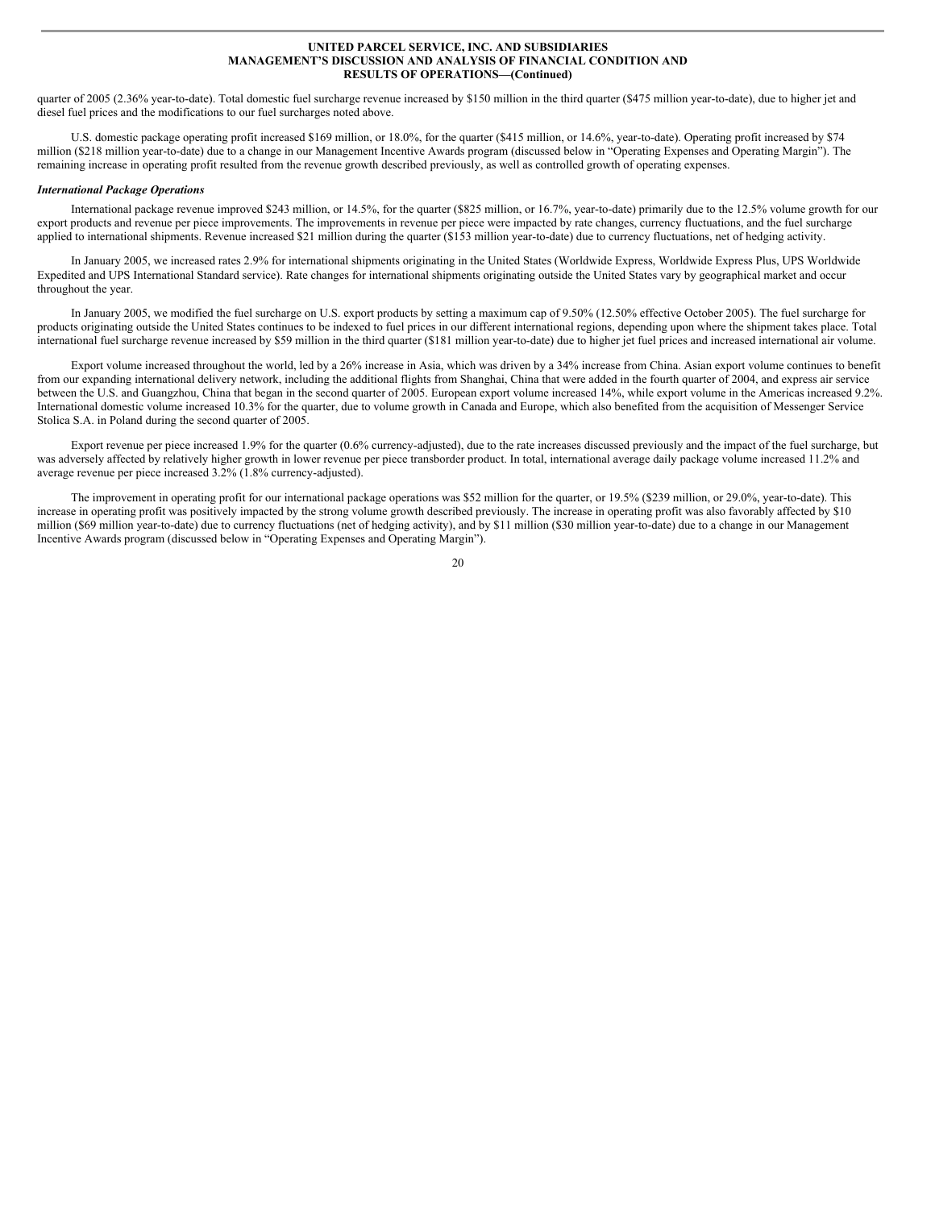quarter of 2005 (2.36% year-to-date). Total domestic fuel surcharge revenue increased by $150 million in the third quarter ($475 million year-to-date), due to higher jet and diesel fuel prices and the modifications to our fuel surcharges noted above.

U.S. domestic package operating profit increased $169 million, or 18.0%, for the quarter ($415 million, or 14.6%, year-to-date). Operating profit increased by $74 million ($218 million year-to-date) due to a change in our Management Incentive Awards program (discussed below in "Operating Expenses and Operating Margin"). The remaining increase in operating profit resulted from the revenue growth described previously, as well as controlled growth of operating expenses.

***International Package Operations***

International package revenue improved $243 million, or 14.5%, for the quarter ($825 million, or 16.7%, year-to-date) primarily due to the 12.5% volume growth for our export products and revenue per piece improvements. The improvements in revenue per piece were impacted by rate changes, currency fluctuations, and the fuel surcharge applied to international shipments. Revenue increased $21 million during the quarter ($153 million year-to-date) due to currency fluctuations, net of hedging activity.

In January 2005, we increased rates 2.9% for international shipments originating in the United States (Worldwide Express, Worldwide Express Plus, UPS Worldwide Expedited and UPS International Standard service). Rate changes for international shipments originating outside the United States vary by geographical market and occur throughout the year.

In January 2005, we modified the fuel surcharge on U.S. export products by setting a maximum cap of 9.50% (12.50% effective October 2005). The fuel surcharge for products originating outside the United States continues to be indexed to fuel prices in our different international regions, depending upon where the shipment takes place. Total international fuel surcharge revenue increased by $59 million in the third quarter ($181 million year-to-date) due to higher jet fuel prices and increased international air volume.

Export volume increased throughout the world, led by a 26% increase in Asia, which was driven by a 34% increase from China. Asian export volume continues to benefit from our expanding international delivery network, including the additional flights from Shanghai, China that were added in the fourth quarter of 2004, and express air service between the U.S. and Guangzhou, China that began in the second quarter of 2005. European export volume increased 14%, while export volume in the Americas increased 9.2%. International domestic volume increased 10.3% for the quarter, due to volume growth in Canada and Europe, which also benefited from the acquisition of Messenger Service Stolica S.A. in Poland during the second quarter of 2005.

Export revenue per piece increased 1.9% for the quarter (0.6% currency-adjusted), due to the rate increases discussed previously and the impact of the fuel surcharge, but was adversely affected by relatively higher growth in lower revenue per piece transborder product. In total, international average daily package volume increased 11.2% and average revenue per piece increased 3.2% (1.8% currency-adjusted).

The improvement in operating profit for our international package operations was $52 million for the quarter, or 19.5% ($239 million, or 29.0%, year-to-date). This increase in operating profit was positively impacted by the strong volume growth described previously. The increase in operating profit was also favorably affected by $10 million ($69 million year-to-date) due to currency fluctuations (net of hedging activity), and by $11 million ($30 million year-to-date) due to a change in our Management Incentive Awards program (discussed below in "Operating Expenses and Operating Margin").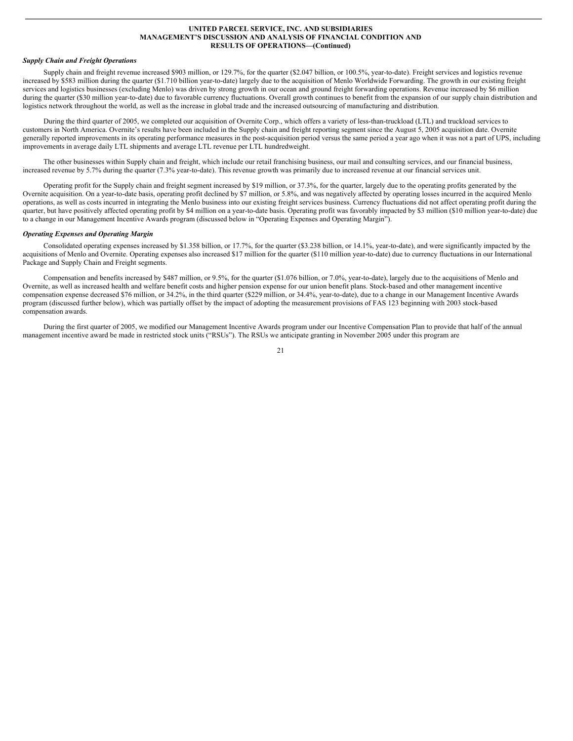### *Supply Chain and Freight Operations*

Supply chain and freight revenue increased $903 million, or 129.7%, for the quarter ($2.047 billion, or 100.5%, year-to-date). Freight services and logistics revenue increased by $583 million during the quarter ($1.710 billion year-to-date) largely due to the acquisition of Menlo Worldwide Forwarding. The growth in our existing freight services and logistics businesses (excluding Menlo) was driven by strong growth in our ocean and ground freight forwarding operations. Revenue increased by $6 million during the quarter ($30 million year-to-date) due to favorable currency fluctuations. Overall growth continues to benefit from the expansion of our supply chain distribution and logistics network throughout the world, as well as the increase in global trade and the increased outsourcing of manufacturing and distribution.

During the third quarter of 2005, we completed our acquisition of Overnite Corp., which offers a variety of less-than-truckload (LTL) and truckload services to customers in North America. Overnite's results have been included in the Supply chain and freight reporting segment since the August 5, 2005 acquisition date. Overnite generally reported improvements in its operating performance measures in the post-acquisition period versus the same period a year ago when it was not a part of UPS, including improvements in average daily LTL shipments and average LTL revenue per LTL hundredweight.

The other businesses within Supply chain and freight, which include our retail franchising business, our mail and consulting services, and our financial business, increased revenue by 5.7% during the quarter (7.3% year-to-date). This revenue growth was primarily due to increased revenue at our financial services unit.

Operating profit for the Supply chain and freight segment increased by $19 million, or 37.3%, for the quarter, largely due to the operating profits generated by the Overnite acquisition. On a year-to-date basis, operating profit declined by $7 million, or 5.8%, and was negatively affected by operating losses incurred in the acquired Menlo operations, as well as costs incurred in integrating the Menlo business into our existing freight services business. Currency fluctuations did not affect operating profit during the quarter, but have positively affected operating profit by $4 million on a year-to-date basis. Operating profit was favorably impacted by $3 million ($10 million year-to-date) due to a change in our Management Incentive Awards program (discussed below in "Operating Expenses and Operating Margin").

### *Operating Expenses and Operating Margin*

Consolidated operating expenses increased by $1.358 billion, or 17.7%, for the quarter ($3.238 billion, or 14.1%, year-to-date), and were significantly impacted by the acquisitions of Menlo and Overnite. Operating expenses also increased $17 million for the quarter ($110 million year-to-date) due to currency fluctuations in our International Package and Supply Chain and Freight segments.

Compensation and benefits increased by $487 million, or 9.5%, for the quarter ($1.076 billion, or 7.0%, year-to-date), largely due to the acquisitions of Menlo and Overnite, as well as increased health and welfare benefit costs and higher pension expense for our union benefit plans. Stock-based and other management incentive compensation expense decreased $76 million, or 34.2%, in the third quarter ($229 million, or 34.4%, year-to-date), due to a change in our Management Incentive Awards program (discussed further below), which was partially offset by the impact of adopting the measurement provisions of FAS 123 beginning with 2003 stock-based compensation awards.

During the first quarter of 2005, we modified our Management Incentive Awards program under our Incentive Compensation Plan to provide that half of the annual management incentive award be made in restricted stock units ("RSUs"). The RSUs we anticipate granting in November 2005 under this program are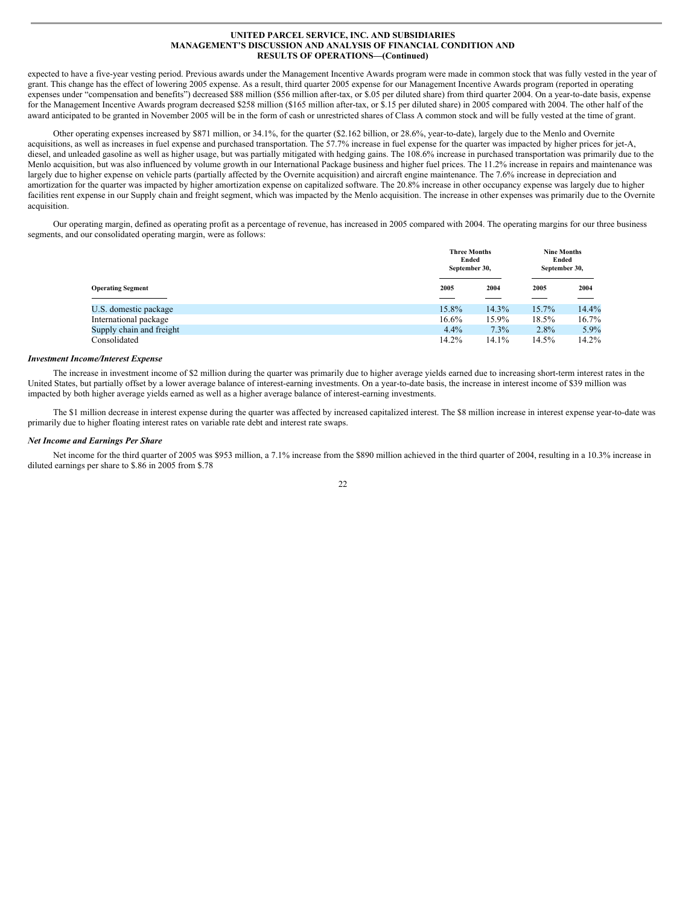expected to have a five-year vesting period. Previous awards under the Management Incentive Awards program were made in common stock that was fully vested in the year of grant. This change has the effect of lowering 2005 expense. As a result, third quarter 2005 expense for our Management Incentive Awards program (reported in operating expenses under "compensation and benefits") decreased $88 million ($56 million after-tax, or $.05 per diluted share) from third quarter 2004. On a year-to-date basis, expense for the Management Incentive Awards program decreased $258 million ($165 million after-tax, or $.15 per diluted share) in 2005 compared with 2004. The other half of the award anticipated to be granted in November 2005 will be in the form of cash or unrestricted shares of Class A common stock and will be fully vested at the time of grant.

Other operating expenses increased by $871 million, or 34.1%, for the quarter ($2.162 billion, or 28.6%, year-to-date), largely due to the Menlo and Overnite acquisitions, as well as increases in fuel expense and purchased transportation. The 57.7% increase in fuel expense for the quarter was impacted by higher prices for jet-A, diesel, and unleaded gasoline as well as higher usage, but was partially mitigated with hedging gains. The 108.6% increase in purchased transportation was primarily due to the Menlo acquisition, but was also influenced by volume growth in our International Package business and higher fuel prices. The 11.2% increase in repairs and maintenance was largely due to higher expense on vehicle parts (partially affected by the Overnite acquisition) and aircraft engine maintenance. The 7.6% increase in depreciation and amortization for the quarter was impacted by higher amortization expense on capitalized software. The 20.8% increase in other occupancy expense was largely due to higher facilities rent expense in our Supply chain and freight segment, which was impacted by the Menlo acquisition. The increase in other expenses was primarily due to the Overnite acquisition.

Our operating margin, defined as operating profit as a percentage of revenue, has increased in 2005 compared with 2004. The operating margins for our three business segments, and our consolidated operating margin, were as follows:

| | Three Months Ended September 30, | | Nine Months Ended September 30, | |
|---|---|---|---|---|
| **Operating Segment** | **2005** | **2004** | **2005** | **2004** |
| U.S. domestic package | 15.8% | 14.3% | 15.7% | 14.4% |
| International package | 16.6% | 15.9% | 18.5% | 16.7% |
| Supply chain and freight | 4.4% | 7.3% | 2.8% | 5.9% |
| Consolidated | 14.2% | 14.1% | 14.5% | 14.2% |

***Investment Income/Interest Expense***

The increase in investment income of $2 million during the quarter was primarily due to higher average yields earned due to increasing short-term interest rates in the United States, but partially offset by a lower average balance of interest-earning investments. On a year-to-date basis, the increase in interest income of $39 million was impacted by both higher average yields earned as well as a higher average balance of interest-earning investments.

The $1 million decrease in interest expense during the quarter was affected by increased capitalized interest. The $8 million increase in interest expense year-to-date was primarily due to higher floating interest rates on variable rate debt and interest rate swaps.

***Net Income and Earnings Per Share***

Net income for the third quarter of 2005 was $953 million, a 7.1% increase from the $890 million achieved in the third quarter of 2004, resulting in a 10.3% increase in diluted earnings per share to $.86 in 2005 from $.78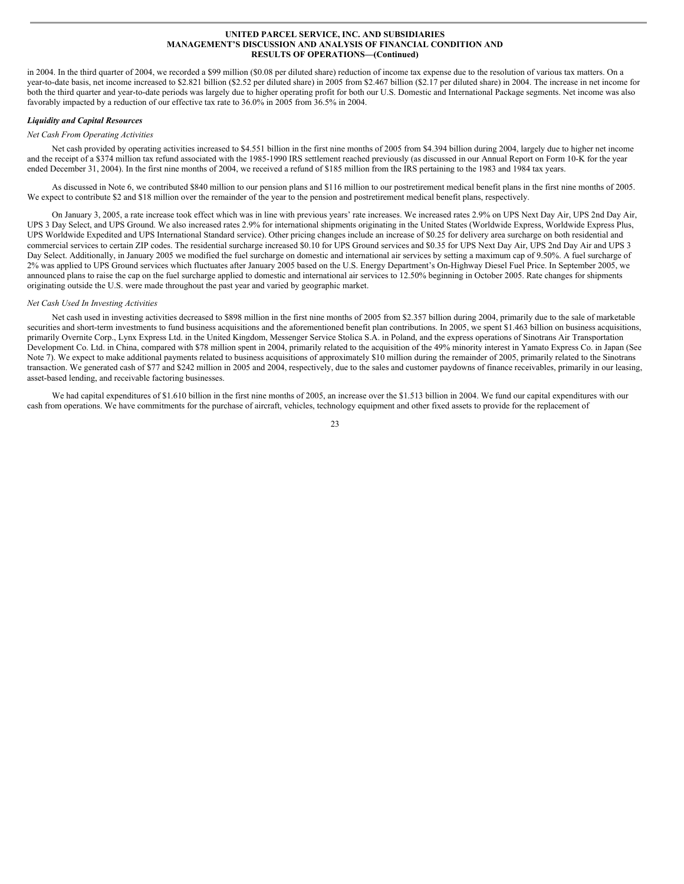in 2004. In the third quarter of 2004, we recorded a $99 million ($0.08 per diluted share) reduction of income tax expense due to the resolution of various tax matters. On a year-to-date basis, net income increased to $2.821 billion ($2.52 per diluted share) in 2005 from $2.467 billion ($2.17 per diluted share) in 2004. The increase in net income for both the third quarter and year-to-date periods was largely due to higher operating profit for both our U.S. Domestic and International Package segments. Net income was also favorably impacted by a reduction of our effective tax rate to 36.0% in 2005 from 36.5% in 2004.

***Liquidity and Capital Resources***

*Net Cash From Operating Activities*

Net cash provided by operating activities increased to $4.551 billion in the first nine months of 2005 from $4.394 billion during 2004, largely due to higher net income and the receipt of a $374 million tax refund associated with the 1985-1990 IRS settlement reached previously (as discussed in our Annual Report on Form 10-K for the year ended December 31, 2004). In the first nine months of 2004, we received a refund of $185 million from the IRS pertaining to the 1983 and 1984 tax years.

As discussed in Note 6, we contributed $840 million to our pension plans and $116 million to our postretirement medical benefit plans in the first nine months of 2005. We expect to contribute $2 and $18 million over the remainder of the year to the pension and postretirement medical benefit plans, respectively.

On January 3, 2005, a rate increase took effect which was in line with previous years' rate increases. We increased rates 2.9% on UPS Next Day Air, UPS 2nd Day Air, UPS 3 Day Select, and UPS Ground. We also increased rates 2.9% for international shipments originating in the United States (Worldwide Express, Worldwide Express Plus, UPS Worldwide Expedited and UPS International Standard service). Other pricing changes include an increase of $0.25 for delivery area surcharge on both residential and commercial services to certain ZIP codes. The residential surcharge increased $0.10 for UPS Ground services and $0.35 for UPS Next Day Air, UPS 2nd Day Air and UPS 3 Day Select. Additionally, in January 2005 we modified the fuel surcharge on domestic and international air services by setting a maximum cap of 9.50%. A fuel surcharge of 2% was applied to UPS Ground services which fluctuates after January 2005 based on the U.S. Energy Department's On-Highway Diesel Fuel Price. In September 2005, we announced plans to raise the cap on the fuel surcharge applied to domestic and international air services to 12.50% beginning in October 2005. Rate changes for shipments originating outside the U.S. were made throughout the past year and varied by geographic market.

*Net Cash Used In Investing Activities*

Net cash used in investing activities decreased to $898 million in the first nine months of 2005 from $2.357 billion during 2004, primarily due to the sale of marketable securities and short-term investments to fund business acquisitions and the aforementioned benefit plan contributions. In 2005, we spent $1.463 billion on business acquisitions, primarily Overnite Corp., Lynx Express Ltd. in the United Kingdom, Messenger Service Stolica S.A. in Poland, and the express operations of Sinotrans Air Transportation Development Co. Ltd. in China, compared with $78 million spent in 2004, primarily related to the acquisition of the 49% minority interest in Yamato Express Co. in Japan (See Note 7). We expect to make additional payments related to business acquisitions of approximately $10 million during the remainder of 2005, primarily related to the Sinotrans transaction. We generated cash of $77 and $242 million in 2005 and 2004, respectively, due to the sales and customer paydowns of finance receivables, primarily in our leasing, asset-based lending, and receivable factoring businesses.

We had capital expenditures of $1.610 billion in the first nine months of 2005, an increase over the $1.513 billion in 2004. We fund our capital expenditures with our cash from operations. We have commitments for the purchase of aircraft, vehicles, technology equipment and other fixed assets to provide for the replacement of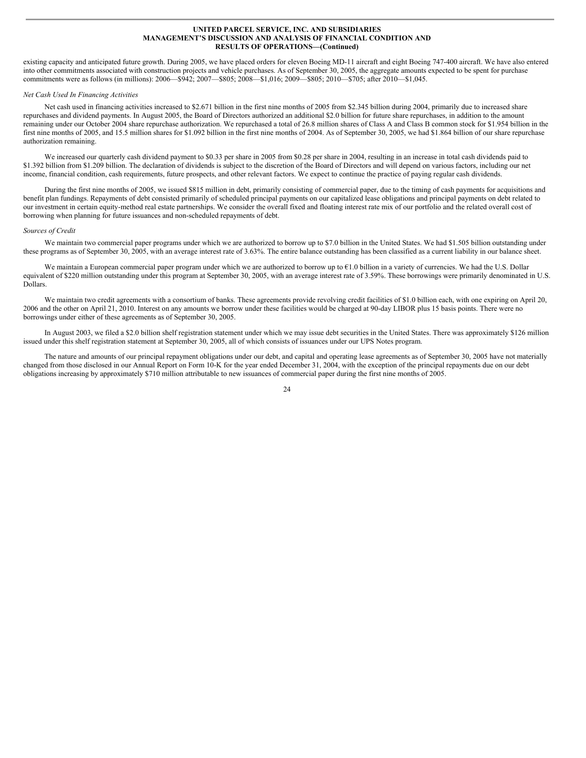existing capacity and anticipated future growth. During 2005, we have placed orders for eleven Boeing MD-11 aircraft and eight Boeing 747-400 aircraft. We have also entered into other commitments associated with construction projects and vehicle purchases. As of September 30, 2005, the aggregate amounts expected to be spent for purchase commitments were as follows (in millions): 2006—$942; 2007—$805; 2008—$1,016; 2009—$805; 2010—$705; after 2010—$1,045.

*Net Cash Used In Financing Activities*

Net cash used in financing activities increased to $2.671 billion in the first nine months of 2005 from $2.345 billion during 2004, primarily due to increased share repurchases and dividend payments. In August 2005, the Board of Directors authorized an additional $2.0 billion for future share repurchases, in addition to the amount remaining under our October 2004 share repurchase authorization. We repurchased a total of 26.8 million shares of Class A and Class B common stock for $1.954 billion in the first nine months of 2005, and 15.5 million shares for $1.092 billion in the first nine months of 2004. As of September 30, 2005, we had $1.864 billion of our share repurchase authorization remaining.

We increased our quarterly cash dividend payment to $0.33 per share in 2005 from $0.28 per share in 2004, resulting in an increase in total cash dividends paid to $1.392 billion from $1.209 billion. The declaration of dividends is subject to the discretion of the Board of Directors and will depend on various factors, including our net income, financial condition, cash requirements, future prospects, and other relevant factors. We expect to continue the practice of paying regular cash dividends.

During the first nine months of 2005, we issued $815 million in debt, primarily consisting of commercial paper, due to the timing of cash payments for acquisitions and benefit plan fundings. Repayments of debt consisted primarily of scheduled principal payments on our capitalized lease obligations and principal payments on debt related to our investment in certain equity-method real estate partnerships. We consider the overall fixed and floating interest rate mix of our portfolio and the related overall cost of borrowing when planning for future issuances and non-scheduled repayments of debt.

*Sources of Credit*

We maintain two commercial paper programs under which we are authorized to borrow up to $7.0 billion in the United States. We had $1.505 billion outstanding under these programs as of September 30, 2005, with an average interest rate of 3.63%. The entire balance outstanding has been classified as a current liability in our balance sheet.

We maintain a European commercial paper program under which we are authorized to borrow up to €1.0 billion in a variety of currencies. We had the U.S. Dollar equivalent of $220 million outstanding under this program at September 30, 2005, with an average interest rate of 3.59%. These borrowings were primarily denominated in U.S. Dollars.

We maintain two credit agreements with a consortium of banks. These agreements provide revolving credit facilities of $1.0 billion each, with one expiring on April 20, 2006 and the other on April 21, 2010. Interest on any amounts we borrow under these facilities would be charged at 90-day LIBOR plus 15 basis points. There were no borrowings under either of these agreements as of September 30, 2005.

In August 2003, we filed a $2.0 billion shelf registration statement under which we may issue debt securities in the United States. There was approximately $126 million issued under this shelf registration statement at September 30, 2005, all of which consists of issuances under our UPS Notes program.

The nature and amounts of our principal repayment obligations under our debt, and capital and operating lease agreements as of September 30, 2005 have not materially changed from those disclosed in our Annual Report on Form 10-K for the year ended December 31, 2004, with the exception of the principal repayments due on our debt obligations increasing by approximately $710 million attributable to new issuances of commercial paper during the first nine months of 2005.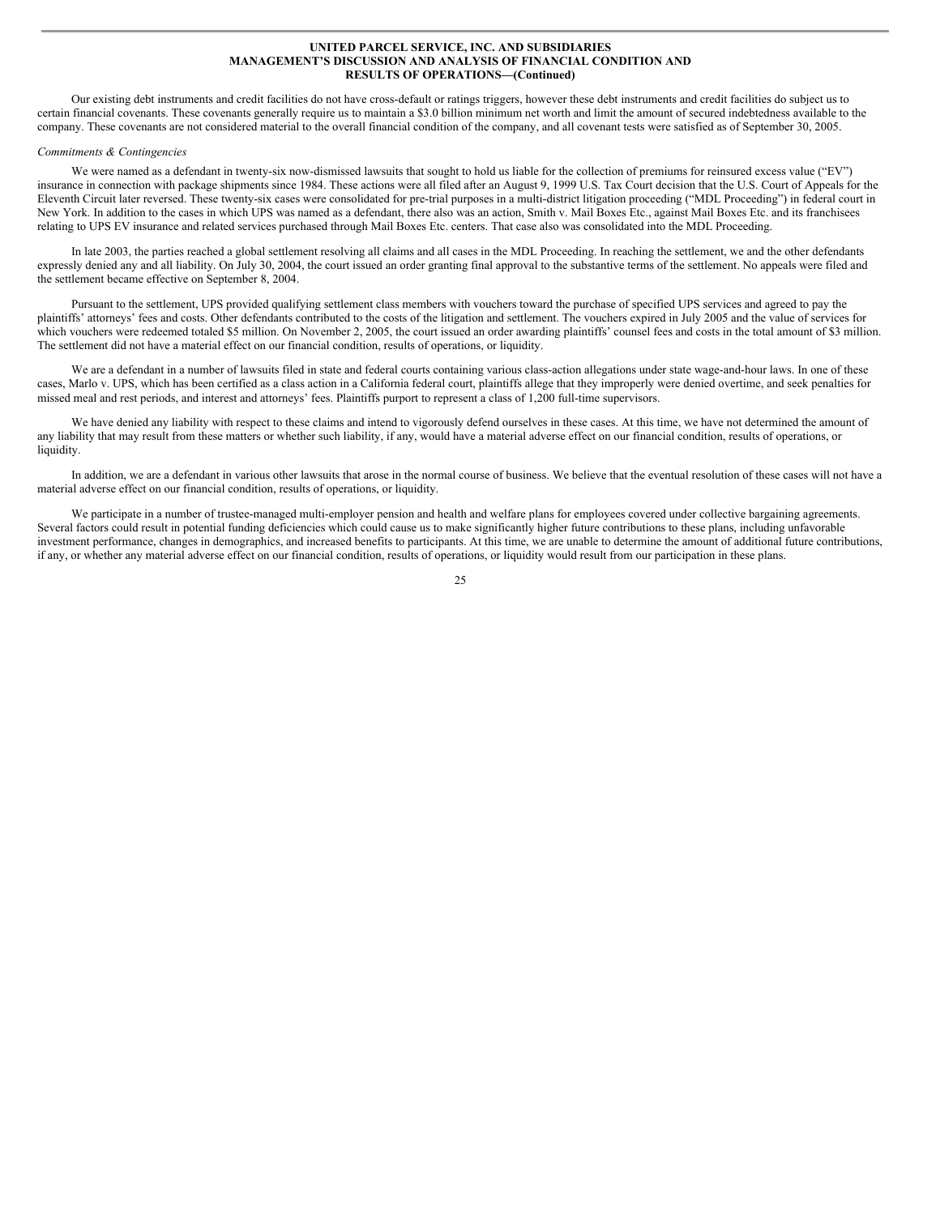Our existing debt instruments and credit facilities do not have cross-default or ratings triggers, however these debt instruments and credit facilities do subject us to certain financial covenants. These covenants generally require us to maintain a \$3.0 billion minimum net worth and limit the amount of secured indebtedness available to the company. These covenants are not considered material to the overall financial condition of the company, and all covenant tests were satisfied as of September 30, 2005.

*Commitments & Contingencies*

We were named as a defendant in twenty-six now-dismissed lawsuits that sought to hold us liable for the collection of premiums for reinsured excess value ("EV") insurance in connection with package shipments since 1984. These actions were all filed after an August 9, 1999 U.S. Tax Court decision that the U.S. Court of Appeals for the Eleventh Circuit later reversed. These twenty-six cases were consolidated for pre-trial purposes in a multi-district litigation proceeding ("MDL Proceeding") in federal court in New York. In addition to the cases in which UPS was named as a defendant, there also was an action, Smith v. Mail Boxes Etc., against Mail Boxes Etc. and its franchisees relating to UPS EV insurance and related services purchased through Mail Boxes Etc. centers. That case also was consolidated into the MDL Proceeding.

In late 2003, the parties reached a global settlement resolving all claims and all cases in the MDL Proceeding. In reaching the settlement, we and the other defendants expressly denied any and all liability. On July 30, 2004, the court issued an order granting final approval to the substantive terms of the settlement. No appeals were filed and the settlement became effective on September 8, 2004.

Pursuant to the settlement, UPS provided qualifying settlement class members with vouchers toward the purchase of specified UPS services and agreed to pay the plaintiffs' attorneys' fees and costs. Other defendants contributed to the costs of the litigation and settlement. The vouchers expired in July 2005 and the value of services for which vouchers were redeemed totaled \$5 million. On November 2, 2005, the court issued an order awarding plaintiffs' counsel fees and costs in the total amount of \$3 million. The settlement did not have a material effect on our financial condition, results of operations, or liquidity.

We are a defendant in a number of lawsuits filed in state and federal courts containing various class-action allegations under state wage-and-hour laws. In one of these cases, Marlo v. UPS, which has been certified as a class action in a California federal court, plaintiffs allege that they improperly were denied overtime, and seek penalties for missed meal and rest periods, and interest and attorneys' fees. Plaintiffs purport to represent a class of 1,200 full-time supervisors.

We have denied any liability with respect to these claims and intend to vigorously defend ourselves in these cases. At this time, we have not determined the amount of any liability that may result from these matters or whether such liability, if any, would have a material adverse effect on our financial condition, results of operations, or liquidity.

In addition, we are a defendant in various other lawsuits that arose in the normal course of business. We believe that the eventual resolution of these cases will not have a material adverse effect on our financial condition, results of operations, or liquidity.

We participate in a number of trustee-managed multi-employer pension and health and welfare plans for employees covered under collective bargaining agreements. Several factors could result in potential funding deficiencies which could cause us to make significantly higher future contributions to these plans, including unfavorable investment performance, changes in demographics, and increased benefits to participants. At this time, we are unable to determine the amount of additional future contributions, if any, or whether any material adverse effect on our financial condition, results of operations, or liquidity would result from our participation in these plans.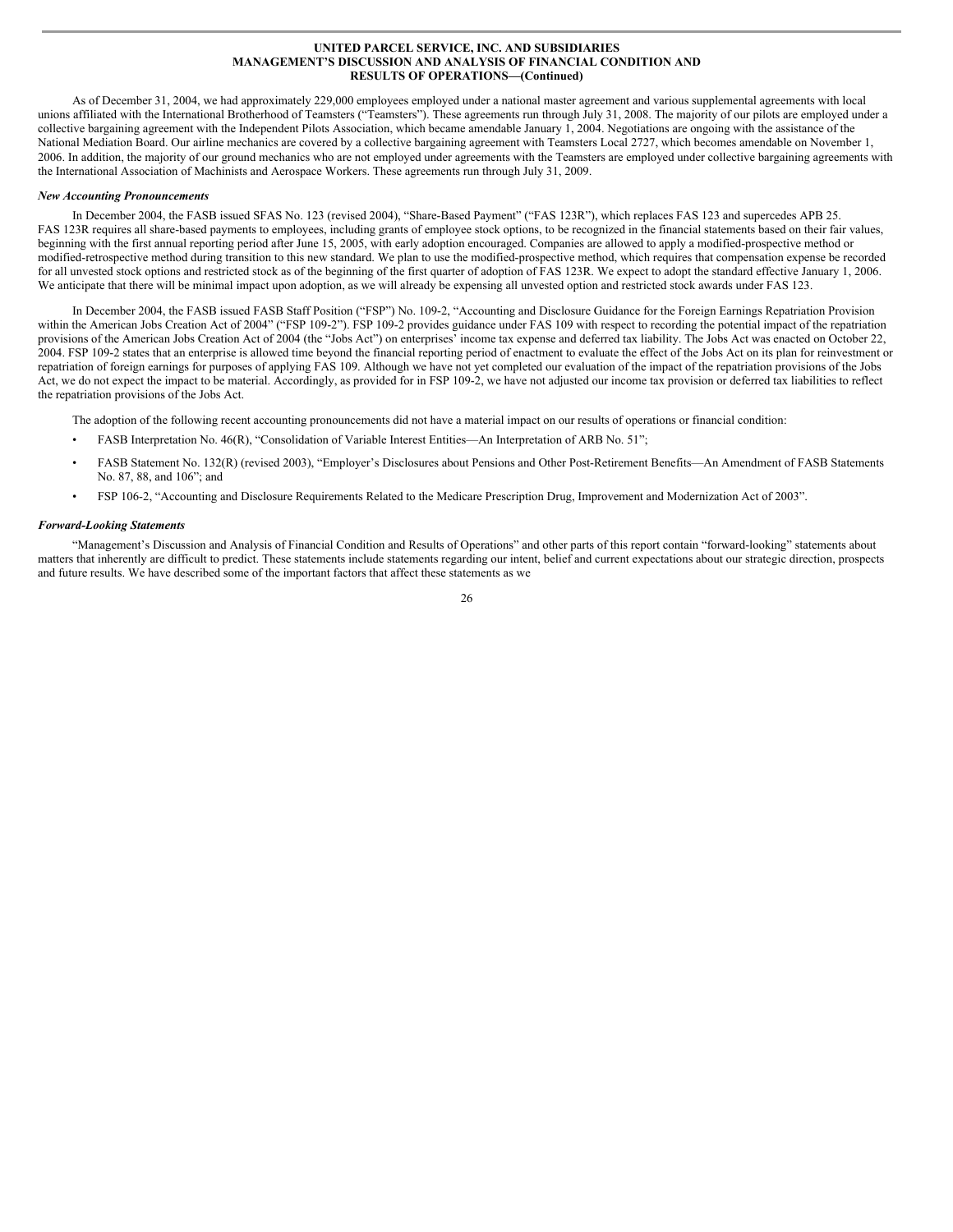As of December 31, 2004, we had approximately 229,000 employees employed under a national master agreement and various supplemental agreements with local unions affiliated with the International Brotherhood of Teamsters ("Teamsters"). These agreements run through July 31, 2008. The majority of our pilots are employed under a collective bargaining agreement with the Independent Pilots Association, which became amendable January 1, 2004. Negotiations are ongoing with the assistance of the National Mediation Board. Our airline mechanics are covered by a collective bargaining agreement with Teamsters Local 2727, which becomes amendable on November 1, 2006. In addition, the majority of our ground mechanics who are not employed under agreements with the Teamsters are employed under collective bargaining agreements with the International Association of Machinists and Aerospace Workers. These agreements run through July 31, 2009.

***New Accounting Pronouncements***

In December 2004, the FASB issued SFAS No. 123 (revised 2004), "Share-Based Payment" ("FAS 123R"), which replaces FAS 123 and supercedes APB 25. FAS 123R requires all share-based payments to employees, including grants of employee stock options, to be recognized in the financial statements based on their fair values, beginning with the first annual reporting period after June 15, 2005, with early adoption encouraged. Companies are allowed to apply a modified-prospective method or modified-retrospective method during transition to this new standard. We plan to use the modified-prospective method, which requires that compensation expense be recorded for all unvested stock options and restricted stock as of the beginning of the first quarter of adoption of FAS 123R. We expect to adopt the standard effective January 1, 2006. We anticipate that there will be minimal impact upon adoption, as we will already be expensing all unvested option and restricted stock awards under FAS 123.

In December 2004, the FASB issued FASB Staff Position ("FSP") No. 109-2, "Accounting and Disclosure Guidance for the Foreign Earnings Repatriation Provision within the American Jobs Creation Act of 2004" ("FSP 109-2"). FSP 109-2 provides guidance under FAS 109 with respect to recording the potential impact of the repatriation provisions of the American Jobs Creation Act of 2004 (the "Jobs Act") on enterprises' income tax expense and deferred tax liability. The Jobs Act was enacted on October 22, 2004. FSP 109-2 states that an enterprise is allowed time beyond the financial reporting period of enactment to evaluate the effect of the Jobs Act on its plan for reinvestment or repatriation of foreign earnings for purposes of applying FAS 109. Although we have not yet completed our evaluation of the impact of the repatriation provisions of the Jobs Act, we do not expect the impact to be material. Accordingly, as provided for in FSP 109-2, we have not adjusted our income tax provision or deferred tax liabilities to reflect the repatriation provisions of the Jobs Act.

The adoption of the following recent accounting pronouncements did not have a material impact on our results of operations or financial condition:

- FASB Interpretation No. 46(R), "Consolidation of Variable Interest Entities—An Interpretation of ARB No. 51";
- FASB Statement No. 132(R) (revised 2003), "Employer's Disclosures about Pensions and Other Post-Retirement Benefits—An Amendment of FASB Statements No. 87, 88, and 106"; and
- FSP 106-2, "Accounting and Disclosure Requirements Related to the Medicare Prescription Drug, Improvement and Modernization Act of 2003".

***Forward-Looking Statements***

"Management's Discussion and Analysis of Financial Condition and Results of Operations" and other parts of this report contain "forward-looking" statements about matters that inherently are difficult to predict. These statements include statements regarding our intent, belief and current expectations about our strategic direction, prospects and future results. We have described some of the important factors that affect these statements as we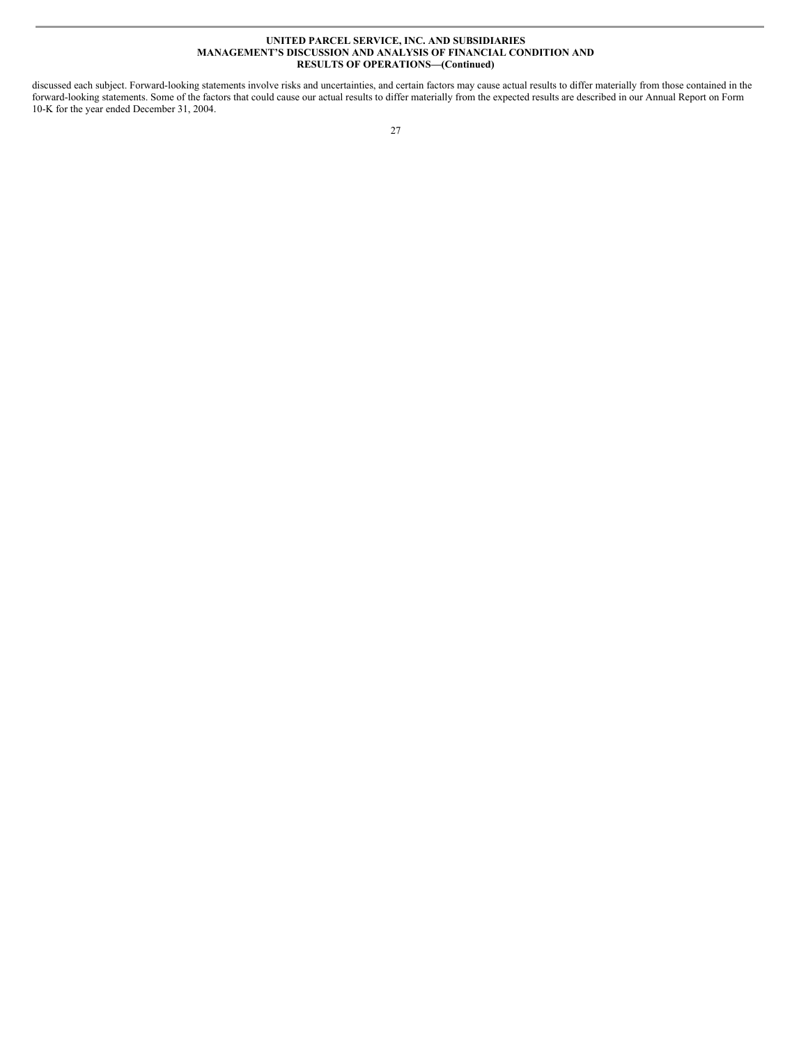discussed each subject. Forward-looking statements involve risks and uncertainties, and certain factors may cause actual results to differ materially from those contained in the forward-looking statements. Some of the factors that could cause our actual results to differ materially from the expected results are described in our Annual Report on Form 10-K for the year ended December 31, 2004.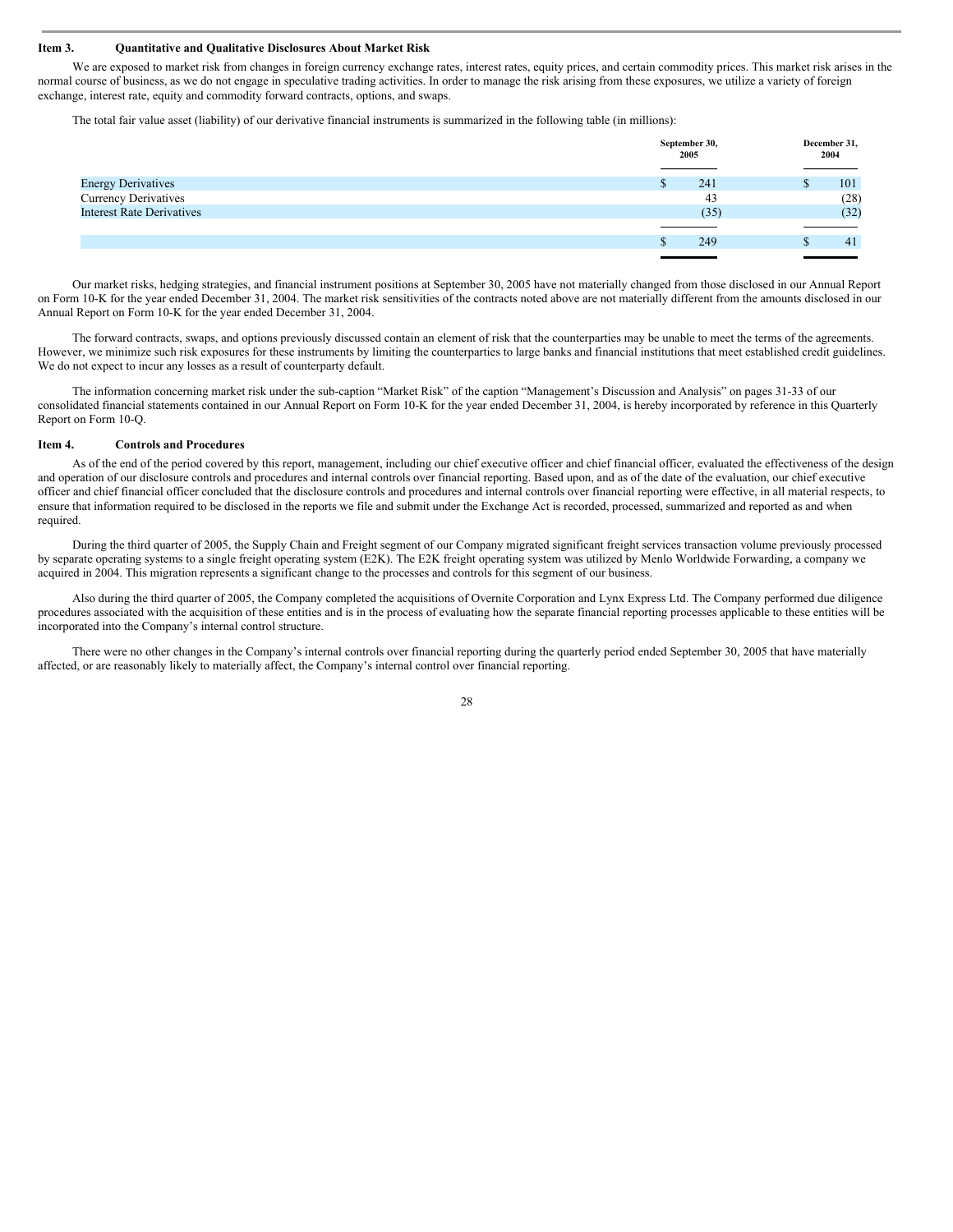## Item 3. Quantitative and Qualitative Disclosures About Market Risk

We are exposed to market risk from changes in foreign currency exchange rates, interest rates, equity prices, and certain commodity prices. This market risk arises in the normal course of business, as we do not engage in speculative trading activities. In order to manage the risk arising from these exposures, we utilize a variety of foreign exchange, interest rate, equity and commodity forward contracts, options, and swaps.

The total fair value asset (liability) of our derivative financial instruments is summarized in the following table (in millions):

| | September 30, 2005 | December 31, 2004 |
|---|---|---|
| Energy Derivatives | $ 241 | $ 101 |
| Currency Derivatives | 43 | (28) |
| Interest Rate Derivatives | (35) | (32) |
| | $ 249 | $ 41 |

Our market risks, hedging strategies, and financial instrument positions at September 30, 2005 have not materially changed from those disclosed in our Annual Report on Form 10-K for the year ended December 31, 2004. The market risk sensitivities of the contracts noted above are not materially different from the amounts disclosed in our Annual Report on Form 10-K for the year ended December 31, 2004.

The forward contracts, swaps, and options previously discussed contain an element of risk that the counterparties may be unable to meet the terms of the agreements. However, we minimize such risk exposures for these instruments by limiting the counterparties to large banks and financial institutions that meet established credit guidelines. We do not expect to incur any losses as a result of counterparty default.

The information concerning market risk under the sub-caption "Market Risk" of the caption "Management's Discussion and Analysis" on pages 31-33 of our consolidated financial statements contained in our Annual Report on Form 10-K for the year ended December 31, 2004, is hereby incorporated by reference in this Quarterly Report on Form 10-Q.

## Item 4. Controls and Procedures

As of the end of the period covered by this report, management, including our chief executive officer and chief financial officer, evaluated the effectiveness of the design and operation of our disclosure controls and procedures and internal controls over financial reporting. Based upon, and as of the date of the evaluation, our chief executive officer and chief financial officer concluded that the disclosure controls and procedures and internal controls over financial reporting were effective, in all material respects, to ensure that information required to be disclosed in the reports we file and submit under the Exchange Act is recorded, processed, summarized and reported as and when required.

During the third quarter of 2005, the Supply Chain and Freight segment of our Company migrated significant freight services transaction volume previously processed by separate operating systems to a single freight operating system (E2K). The E2K freight operating system was utilized by Menlo Worldwide Forwarding, a company we acquired in 2004. This migration represents a significant change to the processes and controls for this segment of our business.

Also during the third quarter of 2005, the Company completed the acquisitions of Overnite Corporation and Lynx Express Ltd. The Company performed due diligence procedures associated with the acquisition of these entities and is in the process of evaluating how the separate financial reporting processes applicable to these entities will be incorporated into the Company's internal control structure.

There were no other changes in the Company's internal controls over financial reporting during the quarterly period ended September 30, 2005 that have materially affected, or are reasonably likely to materially affect, the Company's internal control over financial reporting.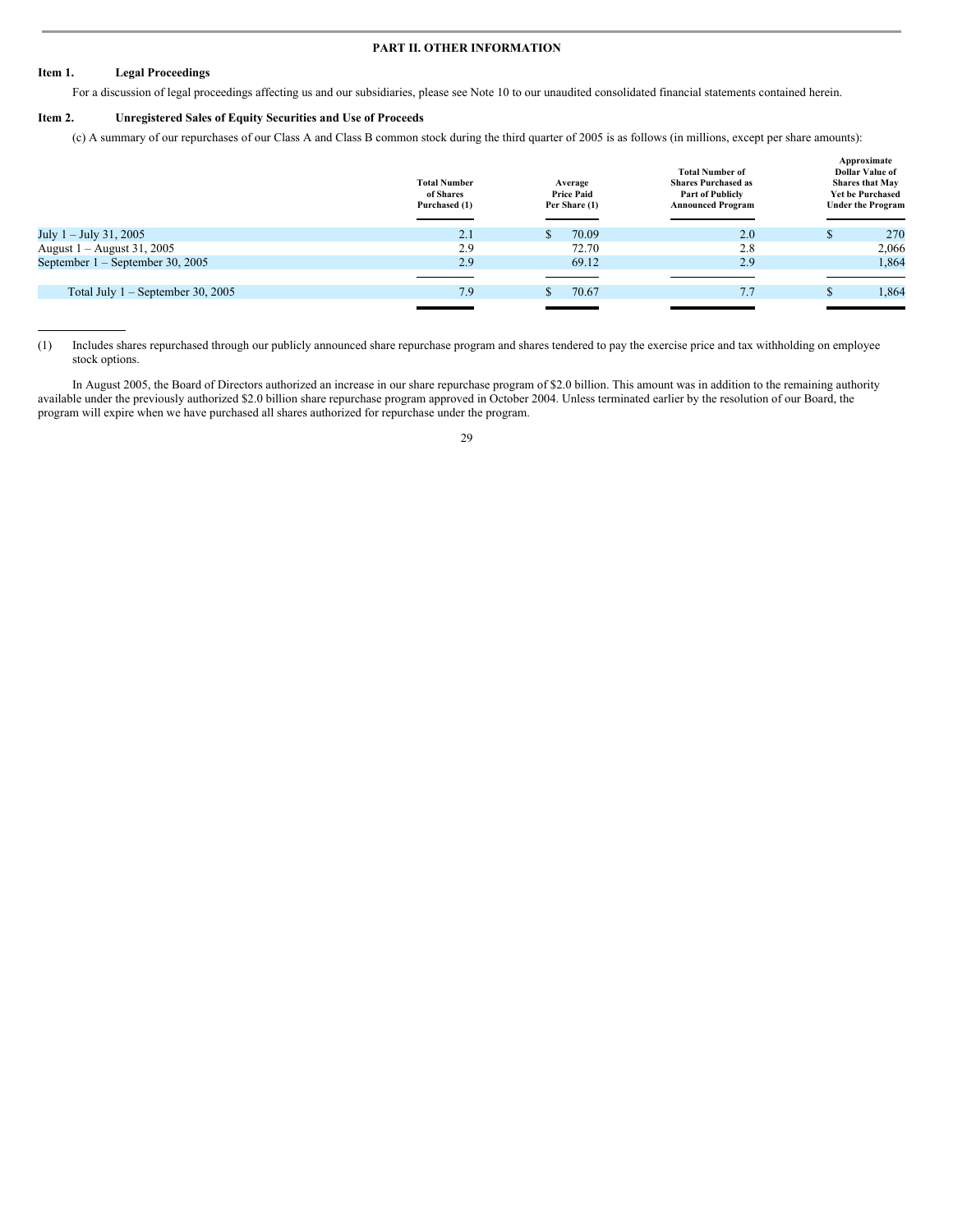## PART II. OTHER INFORMATION

### Item 1. Legal Proceedings

For a discussion of legal proceedings affecting us and our subsidiaries, please see Note 10 to our unaudited consolidated financial statements contained herein.

### Item 2. Unregistered Sales of Equity Securities and Use of Proceeds

(c) A summary of our repurchases of our Class A and Class B common stock during the third quarter of 2005 is as follows (in millions, except per share amounts):

| | Total Number of Shares Purchased (1) | Average Price Paid Per Share (1) | Total Number of Shares Purchased as Part of Publicly Announced Program | Approximate Dollar Value of Shares that May Yet be Purchased Under the Program |
|---|---|---|---|---|
| July 1 – July 31, 2005 | 2.1 | $ 70.09 | 2.0 | $ 270 |
| August 1 – August 31, 2005 | 2.9 | 72.70 | 2.8 | 2,066 |
| September 1 – September 30, 2005 | 2.9 | 69.12 | 2.9 | 1,864 |
| Total July 1 – September 30, 2005 | 7.9 | $ 70.67 | 7.7 | $ 1,864 |

(1) Includes shares repurchased through our publicly announced share repurchase program and shares tendered to pay the exercise price and tax withholding on employee stock options.

In August 2005, the Board of Directors authorized an increase in our share repurchase program of $2.0 billion. This amount was in addition to the remaining authority available under the previously authorized $2.0 billion share repurchase program approved in October 2004. Unless terminated earlier by the resolution of our Board, the program will expire when we have purchased all shares authorized for repurchase under the program.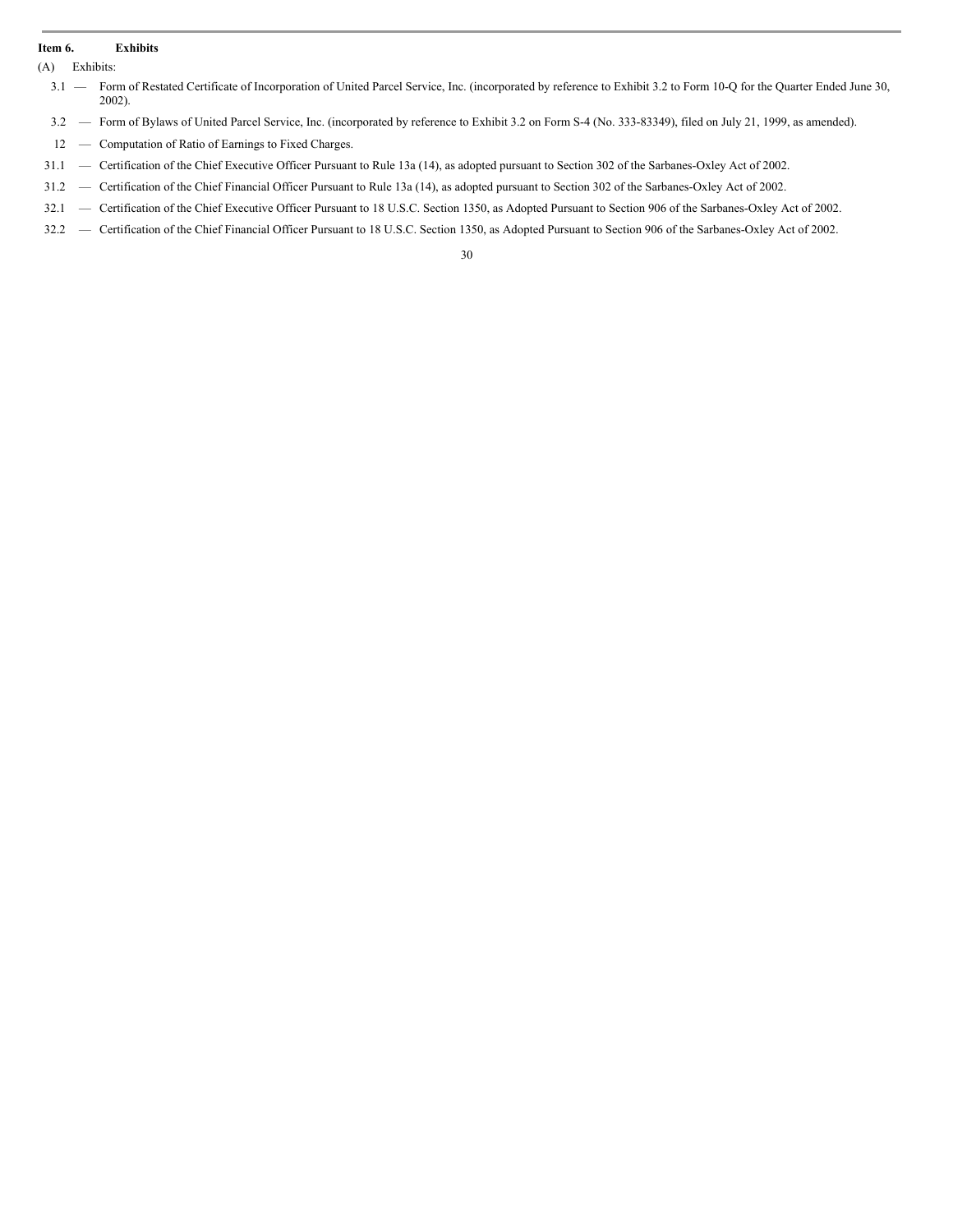**Item 6. Exhibits**

(A) Exhibits:

- 3.1 — Form of Restated Certificate of Incorporation of United Parcel Service, Inc. (incorporated by reference to Exhibit 3.2 to Form 10-Q for the Quarter Ended June 30, 2002).
- 3.2 — Form of Bylaws of United Parcel Service, Inc. (incorporated by reference to Exhibit 3.2 on Form S-4 (No. 333-83349), filed on July 21, 1999, as amended).
- 12 — Computation of Ratio of Earnings to Fixed Charges.
- 31.1 — Certification of the Chief Executive Officer Pursuant to Rule 13a (14), as adopted pursuant to Section 302 of the Sarbanes-Oxley Act of 2002.
- 31.2 — Certification of the Chief Financial Officer Pursuant to Rule 13a (14), as adopted pursuant to Section 302 of the Sarbanes-Oxley Act of 2002.
- 32.1 — Certification of the Chief Executive Officer Pursuant to 18 U.S.C. Section 1350, as Adopted Pursuant to Section 906 of the Sarbanes-Oxley Act of 2002.
- 32.2 — Certification of the Chief Financial Officer Pursuant to 18 U.S.C. Section 1350, as Adopted Pursuant to Section 906 of the Sarbanes-Oxley Act of 2002.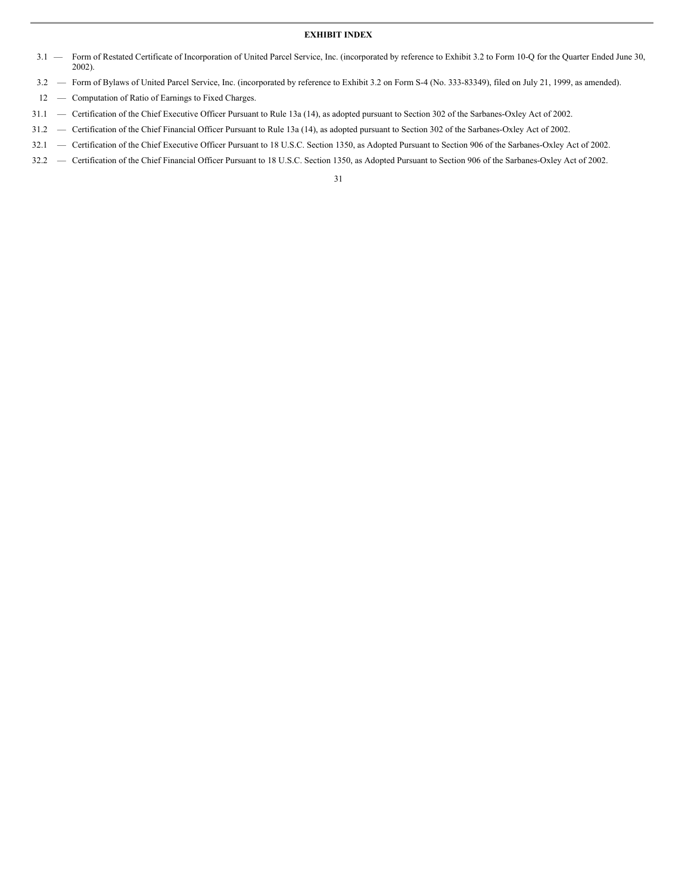**EXHIBIT INDEX**

3.1 — Form of Restated Certificate of Incorporation of United Parcel Service, Inc. (incorporated by reference to Exhibit 3.2 to Form 10-Q for the Quarter Ended June 30, 2002).

3.2 — Form of Bylaws of United Parcel Service, Inc. (incorporated by reference to Exhibit 3.2 on Form S-4 (No. 333-83349), filed on July 21, 1999, as amended).

12 — Computation of Ratio of Earnings to Fixed Charges.

31.1 — Certification of the Chief Executive Officer Pursuant to Rule 13a (14), as adopted pursuant to Section 302 of the Sarbanes-Oxley Act of 2002.

31.2 — Certification of the Chief Financial Officer Pursuant to Rule 13a (14), as adopted pursuant to Section 302 of the Sarbanes-Oxley Act of 2002.

32.1 — Certification of the Chief Executive Officer Pursuant to 18 U.S.C. Section 1350, as Adopted Pursuant to Section 906 of the Sarbanes-Oxley Act of 2002.

32.2 — Certification of the Chief Financial Officer Pursuant to 18 U.S.C. Section 1350, as Adopted Pursuant to Section 906 of the Sarbanes-Oxley Act of 2002.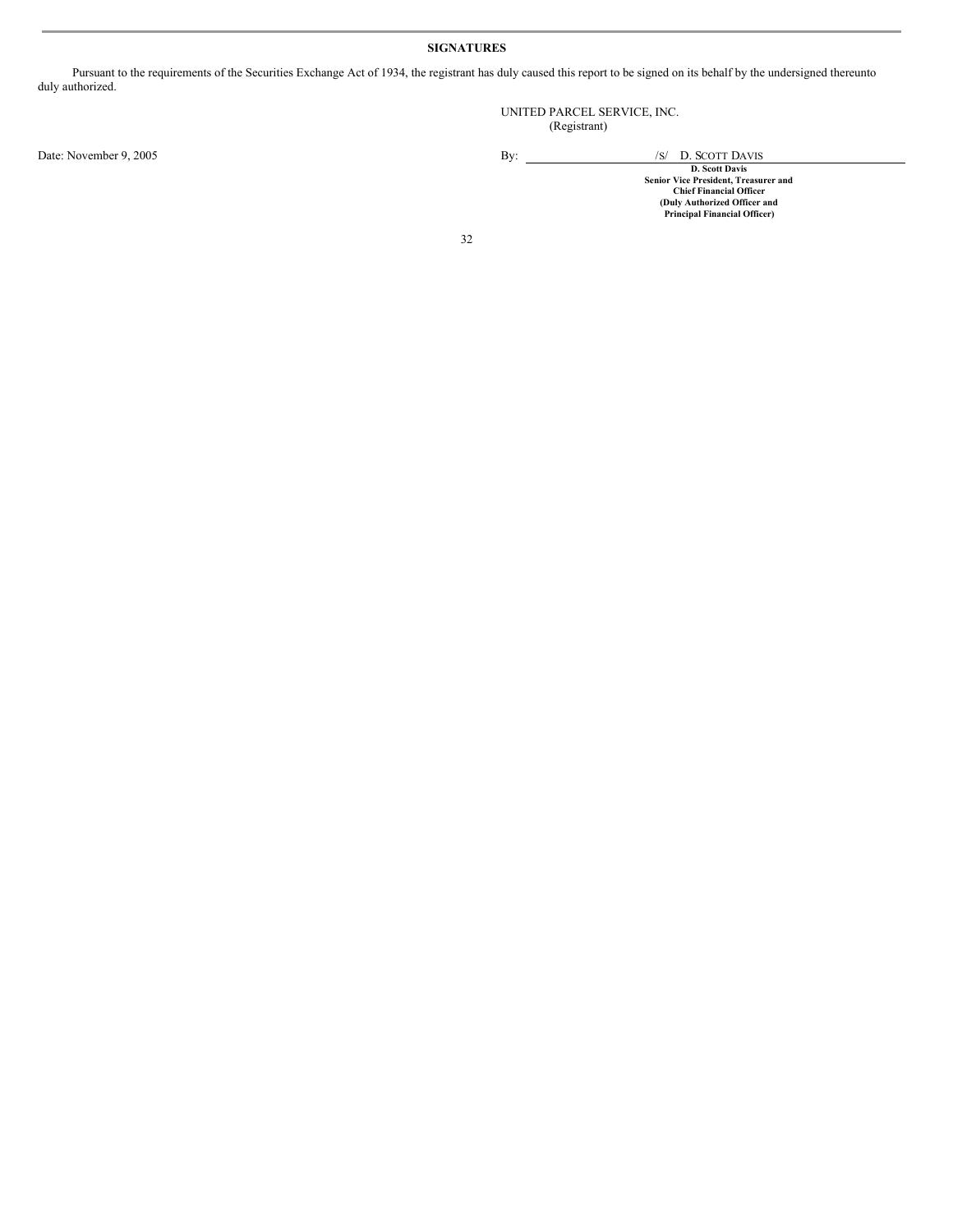## SIGNATURES

Pursuant to the requirements of the Securities Exchange Act of 1934, the registrant has duly caused this report to be signed on its behalf by the undersigned thereunto duly authorized.

UNITED PARCEL SERVICE, INC.
(Registrant)

Date: November 9, 2005

By: /S/ D. SCOTT DAVIS

**D. Scott Davis**
**Senior Vice President, Treasurer and Chief Financial Officer**
**(Duly Authorized Officer and Principal Financial Officer)**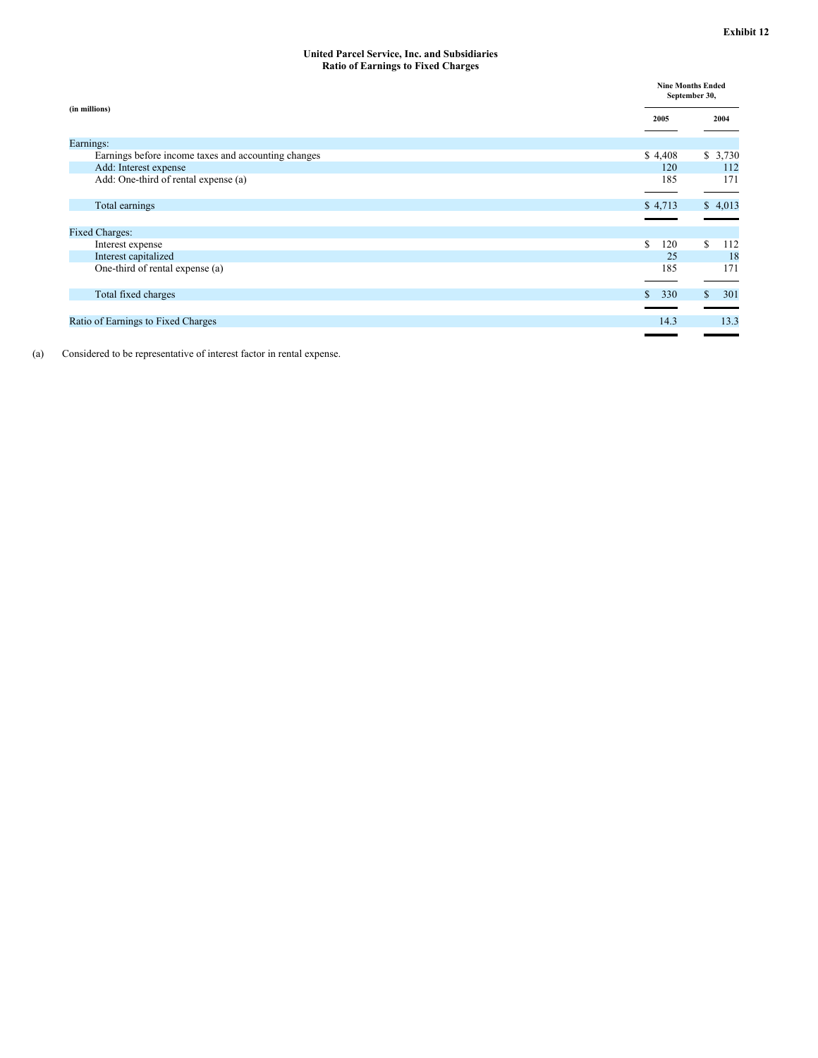**Exhibit 12**

**United Parcel Service, Inc. and Subsidiaries**
**Ratio of Earnings to Fixed Charges**

| (in millions) | Nine Months Ended September 30, | |
|---|---|---|
| | 2005 | 2004 |
| Earnings: | | |
| Earnings before income taxes and accounting changes | $ 4,408 | $ 3,730 |
| Add: Interest expense | 120 | 112 |
| Add: One-third of rental expense (a) | 185 | 171 |
| Total earnings | $ 4,713 | $ 4,013 |
| Fixed Charges: | | |
| Interest expense | $ 120 | $ 112 |
| Interest capitalized | 25 | 18 |
| One-third of rental expense (a) | 185 | 171 |
| Total fixed charges | $ 330 | $ 301 |
| Ratio of Earnings to Fixed Charges | 14.3 | 13.3 |

(a) Considered to be representative of interest factor in rental expense.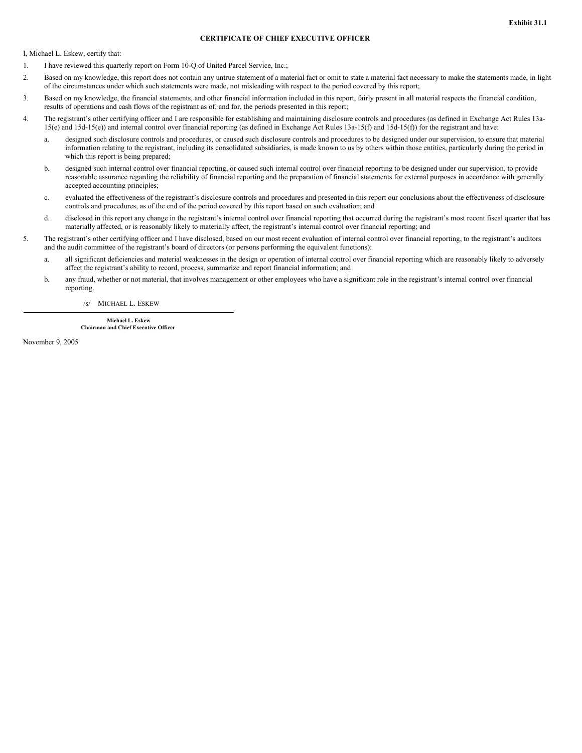**Exhibit 31.1**

## CERTIFICATE OF CHIEF EXECUTIVE OFFICER

I, Michael L. Eskew, certify that:

1. I have reviewed this quarterly report on Form 10-Q of United Parcel Service, Inc.;
2. Based on my knowledge, this report does not contain any untrue statement of a material fact or omit to state a material fact necessary to make the statements made, in light of the circumstances under which such statements were made, not misleading with respect to the period covered by this report;
3. Based on my knowledge, the financial statements, and other financial information included in this report, fairly present in all material respects the financial condition, results of operations and cash flows of the registrant as of, and for, the periods presented in this report;
4. The registrant's other certifying officer and I are responsible for establishing and maintaining disclosure controls and procedures (as defined in Exchange Act Rules 13a-15(e) and 15d-15(e)) and internal control over financial reporting (as defined in Exchange Act Rules 13a-15(f) and 15d-15(f)) for the registrant and have:
   a. designed such disclosure controls and procedures, or caused such disclosure controls and procedures to be designed under our supervision, to ensure that material information relating to the registrant, including its consolidated subsidiaries, is made known to us by others within those entities, particularly during the period in which this report is being prepared;
   b. designed such internal control over financial reporting, or caused such internal control over financial reporting to be designed under our supervision, to provide reasonable assurance regarding the reliability of financial reporting and the preparation of financial statements for external purposes in accordance with generally accepted accounting principles;
   c. evaluated the effectiveness of the registrant's disclosure controls and procedures and presented in this report our conclusions about the effectiveness of disclosure controls and procedures, as of the end of the period covered by this report based on such evaluation; and
   d. disclosed in this report any change in the registrant's internal control over financial reporting that occurred during the registrant's most recent fiscal quarter that has materially affected, or is reasonably likely to materially affect, the registrant's internal control over financial reporting; and
5. The registrant's other certifying officer and I have disclosed, based on our most recent evaluation of internal control over financial reporting, to the registrant's auditors and the audit committee of the registrant's board of directors (or persons performing the equivalent functions):
   a. all significant deficiencies and material weaknesses in the design or operation of internal control over financial reporting which are reasonably likely to adversely affect the registrant's ability to record, process, summarize and report financial information; and
   b. any fraud, whether or not material, that involves management or other employees who have a significant role in the registrant's internal control over financial reporting.

/s/ MICHAEL L. ESKEW

**Michael L. Eskew**
**Chairman and Chief Executive Officer**

November 9, 2005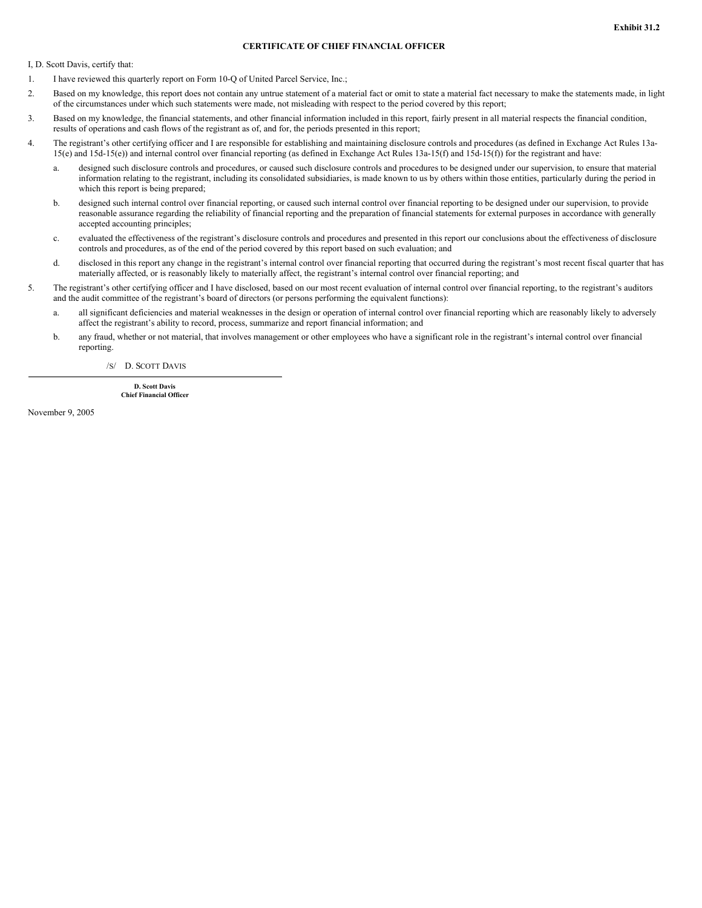**Exhibit 31.2**

## CERTIFICATE OF CHIEF FINANCIAL OFFICER

I, D. Scott Davis, certify that:

1. I have reviewed this quarterly report on Form 10-Q of United Parcel Service, Inc.;
2. Based on my knowledge, this report does not contain any untrue statement of a material fact or omit to state a material fact necessary to make the statements made, in light of the circumstances under which such statements were made, not misleading with respect to the period covered by this report;
3. Based on my knowledge, the financial statements, and other financial information included in this report, fairly present in all material respects the financial condition, results of operations and cash flows of the registrant as of, and for, the periods presented in this report;
4. The registrant's other certifying officer and I are responsible for establishing and maintaining disclosure controls and procedures (as defined in Exchange Act Rules 13a-15(e) and 15d-15(e)) and internal control over financial reporting (as defined in Exchange Act Rules 13a-15(f) and 15d-15(f)) for the registrant and have:
   a. designed such disclosure controls and procedures, or caused such disclosure controls and procedures to be designed under our supervision, to ensure that material information relating to the registrant, including its consolidated subsidiaries, is made known to us by others within those entities, particularly during the period in which this report is being prepared;
   b. designed such internal control over financial reporting, or caused such internal control over financial reporting to be designed under our supervision, to provide reasonable assurance regarding the reliability of financial reporting and the preparation of financial statements for external purposes in accordance with generally accepted accounting principles;
   c. evaluated the effectiveness of the registrant's disclosure controls and procedures and presented in this report our conclusions about the effectiveness of disclosure controls and procedures, as of the end of the period covered by this report based on such evaluation; and
   d. disclosed in this report any change in the registrant's internal control over financial reporting that occurred during the registrant's most recent fiscal quarter that has materially affected, or is reasonably likely to materially affect, the registrant's internal control over financial reporting; and
5. The registrant's other certifying officer and I have disclosed, based on our most recent evaluation of internal control over financial reporting, to the registrant's auditors and the audit committee of the registrant's board of directors (or persons performing the equivalent functions):
   a. all significant deficiencies and material weaknesses in the design or operation of internal control over financial reporting which are reasonably likely to adversely affect the registrant's ability to record, process, summarize and report financial information; and
   b. any fraud, whether or not material, that involves management or other employees who have a significant role in the registrant's internal control over financial reporting.

/S/ D. SCOTT DAVIS

**D. Scott Davis**
**Chief Financial Officer**

November 9, 2005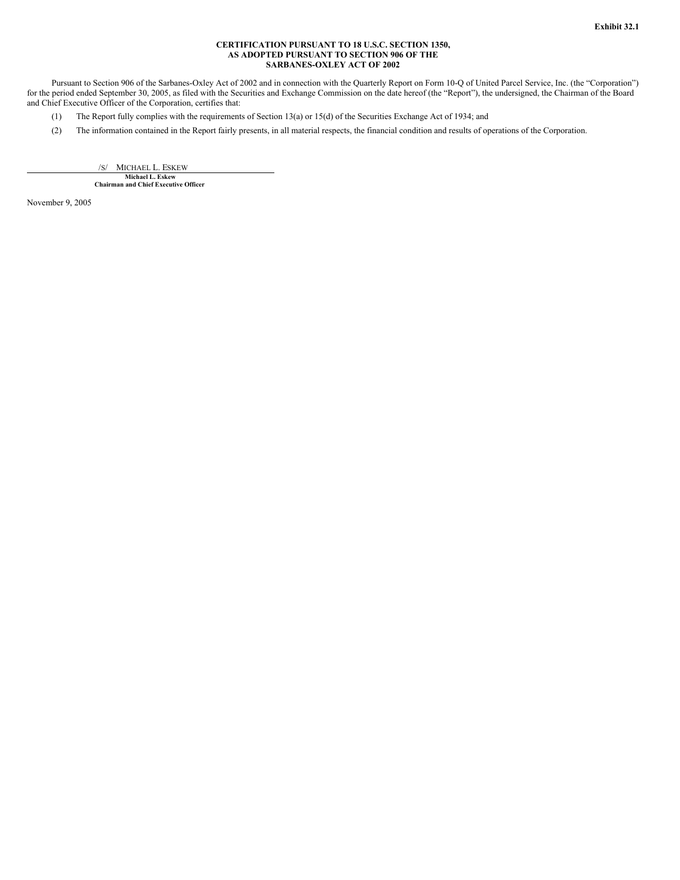Exhibit 32.1

**CERTIFICATION PURSUANT TO 18 U.S.C. SECTION 1350,
AS ADOPTED PURSUANT TO SECTION 906 OF THE
SARBANES-OXLEY ACT OF 2002**

Pursuant to Section 906 of the Sarbanes-Oxley Act of 2002 and in connection with the Quarterly Report on Form 10-Q of United Parcel Service, Inc. (the "Corporation") for the period ended September 30, 2005, as filed with the Securities and Exchange Commission on the date hereof (the "Report"), the undersigned, the Chairman of the Board and Chief Executive Officer of the Corporation, certifies that:

(1) The Report fully complies with the requirements of Section 13(a) or 15(d) of the Securities Exchange Act of 1934; and

(2) The information contained in the Report fairly presents, in all material respects, the financial condition and results of operations of the Corporation.

/S/ MICHAEL L. ESKEW

**Michael L. Eskew**
**Chairman and Chief Executive Officer**

November 9, 2005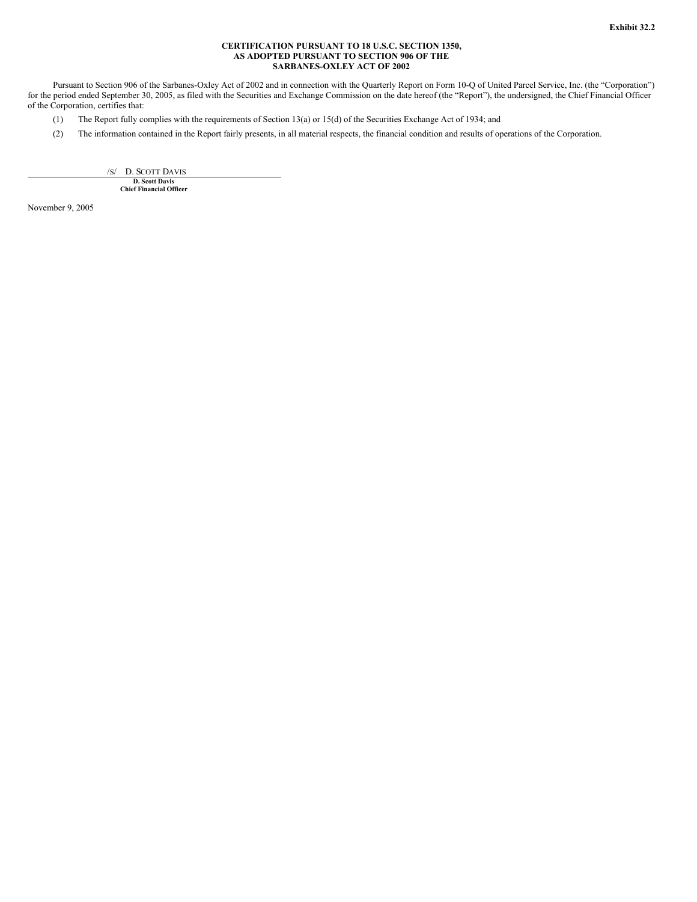Exhibit 32.2

**CERTIFICATION PURSUANT TO 18 U.S.C. SECTION 1350,
AS ADOPTED PURSUANT TO SECTION 906 OF THE
SARBANES-OXLEY ACT OF 2002**

Pursuant to Section 906 of the Sarbanes-Oxley Act of 2002 and in connection with the Quarterly Report on Form 10-Q of United Parcel Service, Inc. (the “Corporation”) for the period ended September 30, 2005, as filed with the Securities and Exchange Commission on the date hereof (the “Report”), the undersigned, the Chief Financial Officer of the Corporation, certifies that:

(1) The Report fully complies with the requirements of Section 13(a) or 15(d) of the Securities Exchange Act of 1934; and

(2) The information contained in the Report fairly presents, in all material respects, the financial condition and results of operations of the Corporation.

/S/ D. SCOTT DAVIS

**D. Scott Davis**
**Chief Financial Officer**

November 9, 2005